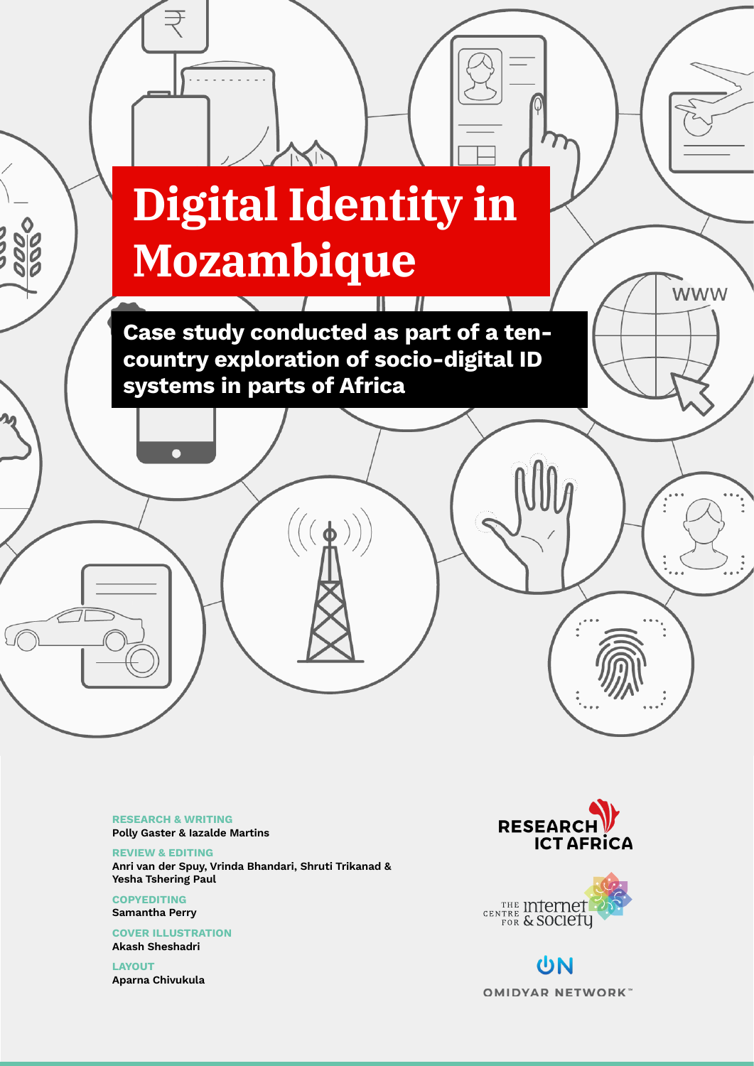# Digital Identity in Mozambique

**Case study conducted as part of a ten-country exploration of socio-digital ID systems in parts of Africa**

**RESEARCH & WRITING**
Polly Gaster & Iazalde Martins

**REVIEW & EDITING**
Anri van der Spuy, Vrinda Bhandari, Shruti Trikanad & Yesha Tshering Paul

**COPYEDITING**
Samantha Perry

**COVER ILLUSTRATION**
Akash Sheshadri

**LAYOUT**
Aparna Chivukula

RESEARCH ICT AFRICA

THE CENTRE FOR INTERNET & SOCIETY

OMIDYAR NETWORK™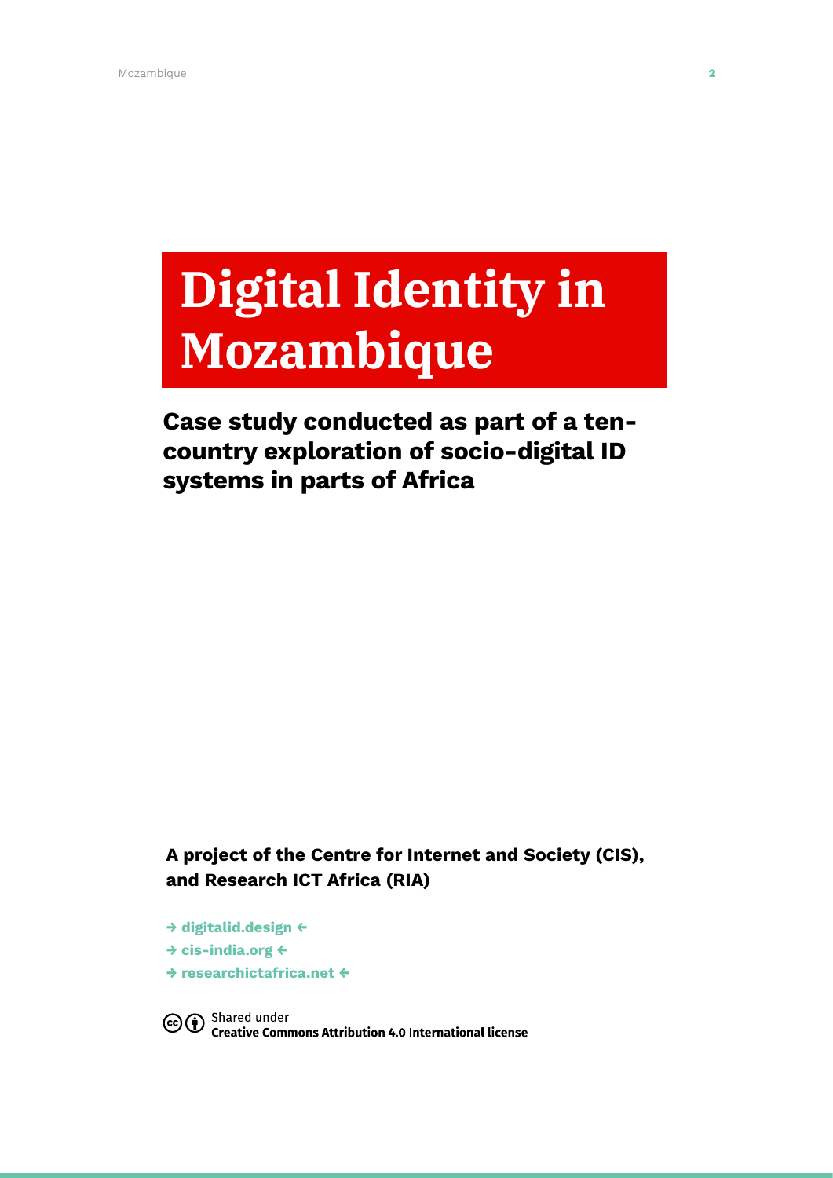# Digital Identity in Mozambique

## Case study conducted as part of a ten-country exploration of socio-digital ID systems in parts of Africa

**A project of the Centre for Internet and Society (CIS), and Research ICT Africa (RIA)**

→ digitalid.design ←
→ cis-india.org ←
→ researchictafrica.net ←

Shared under
**Creative Commons Attribution 4.0 International license**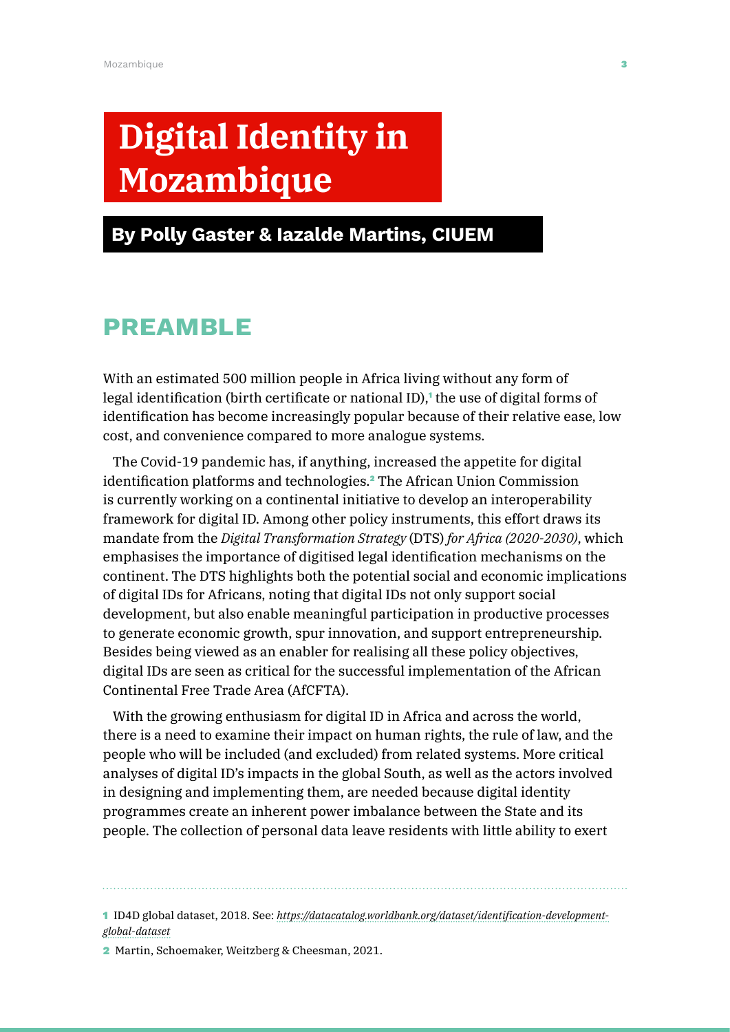# Digital Identity in Mozambique

**By Polly Gaster & Iazalde Martins, CIUEM**

## PREAMBLE

With an estimated 500 million people in Africa living without any form of legal identification (birth certificate or national ID),[1] the use of digital forms of identification has become increasingly popular because of their relative ease, low cost, and convenience compared to more analogue systems.

The Covid-19 pandemic has, if anything, increased the appetite for digital identification platforms and technologies.[2] The African Union Commission is currently working on a continental initiative to develop an interoperability framework for digital ID. Among other policy instruments, this effort draws its mandate from the *Digital Transformation Strategy* (DTS) *for Africa (2020-2030)*, which emphasises the importance of digitised legal identification mechanisms on the continent. The DTS highlights both the potential social and economic implications of digital IDs for Africans, noting that digital IDs not only support social development, but also enable meaningful participation in productive processes to generate economic growth, spur innovation, and support entrepreneurship. Besides being viewed as an enabler for realising all these policy objectives, digital IDs are seen as critical for the successful implementation of the African Continental Free Trade Area (AfCFTA).

With the growing enthusiasm for digital ID in Africa and across the world, there is a need to examine their impact on human rights, the rule of law, and the people who will be included (and excluded) from related systems. More critical analyses of digital ID's impacts in the global South, as well as the actors involved in designing and implementing them, are needed because digital identity programmes create an inherent power imbalance between the State and its people. The collection of personal data leave residents with little ability to exert

---

1 ID4D global dataset, 2018. See: *https://datacatalog.worldbank.org/dataset/identification-development-global-dataset*

2 Martin, Schoemaker, Weitzberg & Cheesman, 2021.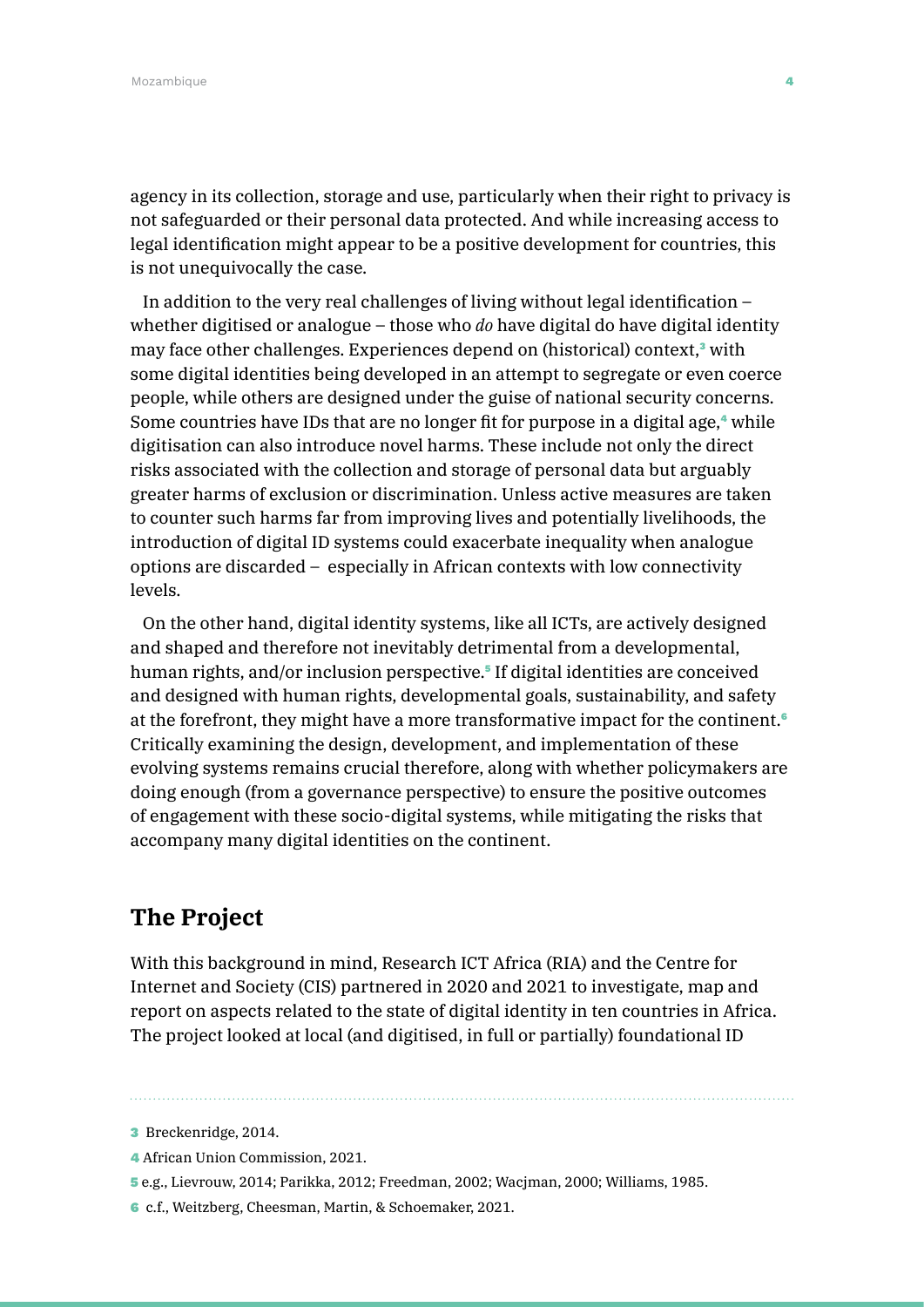agency in its collection, storage and use, particularly when their right to privacy is not safeguarded or their personal data protected. And while increasing access to legal identification might appear to be a positive development for countries, this is not unequivocally the case.

In addition to the very real challenges of living without legal identification – whether digitised or analogue – those who *do* have digital do have digital identity may face other challenges. Experiences depend on (historical) context,[3] with some digital identities being developed in an attempt to segregate or even coerce people, while others are designed under the guise of national security concerns. Some countries have IDs that are no longer fit for purpose in a digital age,[4] while digitisation can also introduce novel harms. These include not only the direct risks associated with the collection and storage of personal data but arguably greater harms of exclusion or discrimination. Unless active measures are taken to counter such harms far from improving lives and potentially livelihoods, the introduction of digital ID systems could exacerbate inequality when analogue options are discarded – especially in African contexts with low connectivity levels.

On the other hand, digital identity systems, like all ICTs, are actively designed and shaped and therefore not inevitably detrimental from a developmental, human rights, and/or inclusion perspective.[5] If digital identities are conceived and designed with human rights, developmental goals, sustainability, and safety at the forefront, they might have a more transformative impact for the continent.[6] Critically examining the design, development, and implementation of these evolving systems remains crucial therefore, along with whether policymakers are doing enough (from a governance perspective) to ensure the positive outcomes of engagement with these socio-digital systems, while mitigating the risks that accompany many digital identities on the continent.

## The Project

With this background in mind, Research ICT Africa (RIA) and the Centre for Internet and Society (CIS) partnered in 2020 and 2021 to investigate, map and report on aspects related to the state of digital identity in ten countries in Africa. The project looked at local (and digitised, in full or partially) foundational ID

---

3 Breckenridge, 2014.

4 African Union Commission, 2021.

5 e.g., Lievrouw, 2014; Parikka, 2012; Freedman, 2002; Wacjman, 2000; Williams, 1985.

6 c.f., Weitzberg, Cheesman, Martin, & Schoemaker, 2021.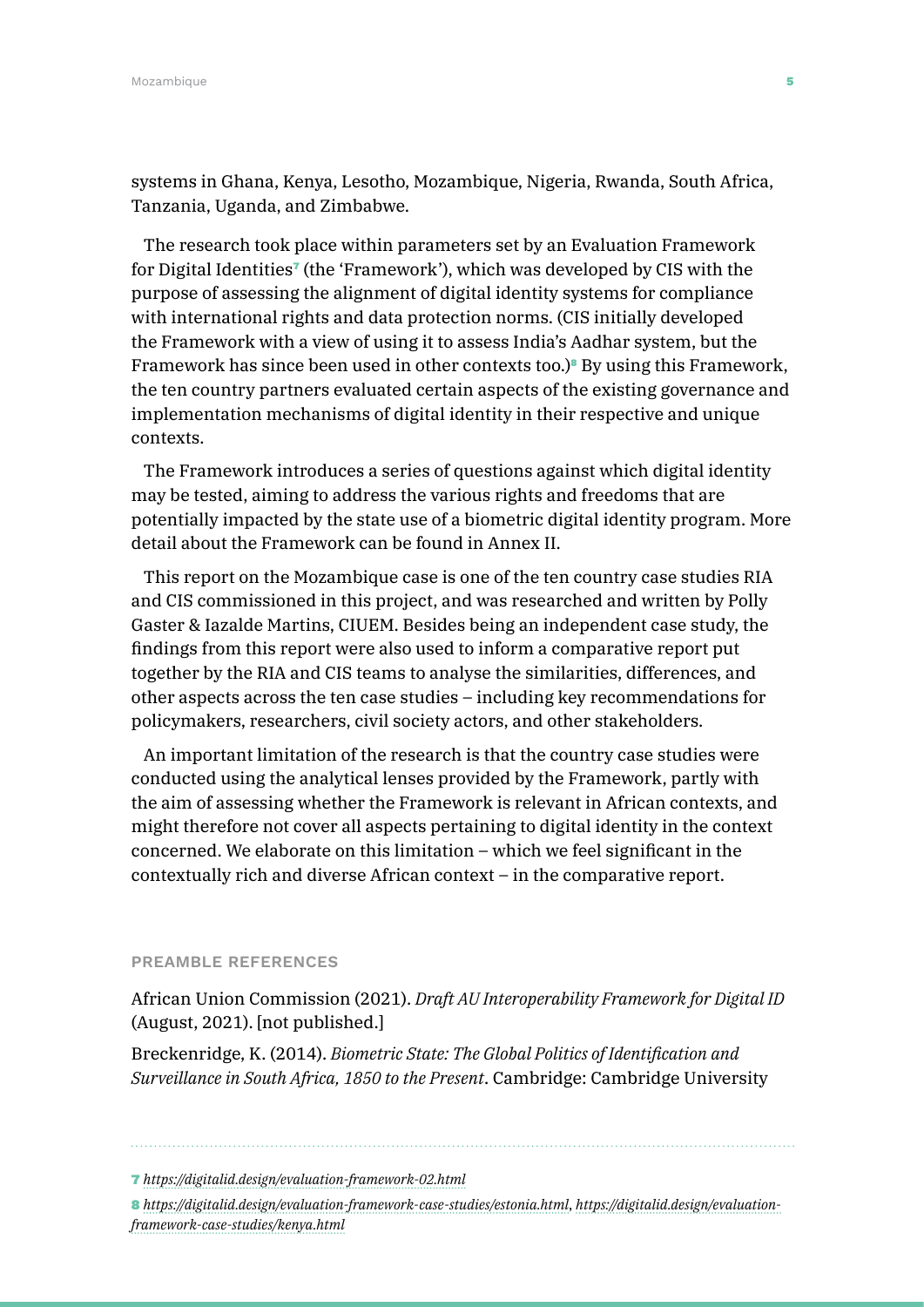systems in Ghana, Kenya, Lesotho, Mozambique, Nigeria, Rwanda, South Africa, Tanzania, Uganda, and Zimbabwe.

The research took place within parameters set by an Evaluation Framework for Digital Identities[7] (the 'Framework'), which was developed by CIS with the purpose of assessing the alignment of digital identity systems for compliance with international rights and data protection norms. (CIS initially developed the Framework with a view of using it to assess India's Aadhar system, but the Framework has since been used in other contexts too.)[8] By using this Framework, the ten country partners evaluated certain aspects of the existing governance and implementation mechanisms of digital identity in their respective and unique contexts.

The Framework introduces a series of questions against which digital identity may be tested, aiming to address the various rights and freedoms that are potentially impacted by the state use of a biometric digital identity program. More detail about the Framework can be found in Annex II.

This report on the Mozambique case is one of the ten country case studies RIA and CIS commissioned in this project, and was researched and written by Polly Gaster & Iazalde Martins, CIUEM. Besides being an independent case study, the findings from this report were also used to inform a comparative report put together by the RIA and CIS teams to analyse the similarities, differences, and other aspects across the ten case studies – including key recommendations for policymakers, researchers, civil society actors, and other stakeholders.

An important limitation of the research is that the country case studies were conducted using the analytical lenses provided by the Framework, partly with the aim of assessing whether the Framework is relevant in African contexts, and might therefore not cover all aspects pertaining to digital identity in the context concerned. We elaborate on this limitation – which we feel significant in the contextually rich and diverse African context – in the comparative report.

#### PREAMBLE REFERENCES

African Union Commission (2021). *Draft AU Interoperability Framework for Digital ID* (August, 2021). [not published.]

Breckenridge, K. (2014). *Biometric State: The Global Politics of Identification and Surveillance in South Africa, 1850 to the Present*. Cambridge: Cambridge University

---

7 *https://digitalid.design/evaluation-framework-02.html*

8 *https://digitalid.design/evaluation-framework-case-studies/estonia.html*, *https://digitalid.design/evaluation-framework-case-studies/kenya.html*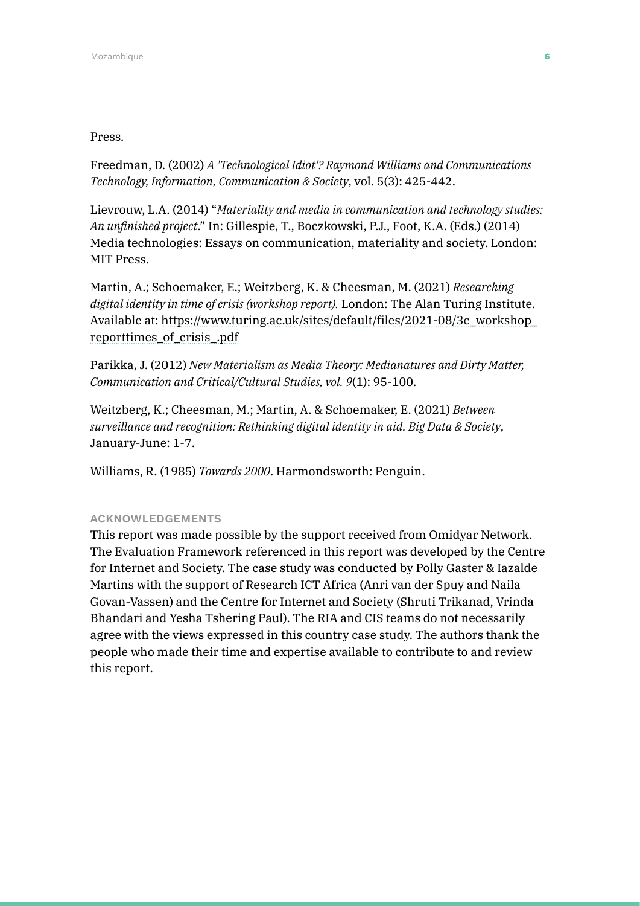Press.

Freedman, D. (2002) *A 'Technological Idiot'? Raymond Williams and Communications Technology, Information, Communication & Society*, vol. 5(3): 425-442.

Lievrouw, L.A. (2014) "*Materiality and media in communication and technology studies: An unfinished project*." In: Gillespie, T., Boczkowski, P.J., Foot, K.A. (Eds.) (2014) Media technologies: Essays on communication, materiality and society. London: MIT Press.

Martin, A.; Schoemaker, E.; Weitzberg, K. & Cheesman, M. (2021) *Researching digital identity in time of crisis (workshop report).* London: The Alan Turing Institute. Available at: https://www.turing.ac.uk/sites/default/files/2021-08/3c_workshop_reporttimes_of_crisis_.pdf

Parikka, J. (2012) *New Materialism as Media Theory: Medianatures and Dirty Matter, Communication and Critical/Cultural Studies, vol. 9*(1): 95-100.

Weitzberg, K.; Cheesman, M.; Martin, A. & Schoemaker, E. (2021) *Between surveillance and recognition: Rethinking digital identity in aid. Big Data & Society*, January-June: 1-7.

Williams, R. (1985) *Towards 2000*. Harmondsworth: Penguin.

#### ACKNOWLEDGEMENTS

This report was made possible by the support received from Omidyar Network. The Evaluation Framework referenced in this report was developed by the Centre for Internet and Society. The case study was conducted by Polly Gaster & Iazalde Martins with the support of Research ICT Africa (Anri van der Spuy and Naila Govan-Vassen) and the Centre for Internet and Society (Shruti Trikanad, Vrinda Bhandari and Yesha Tshering Paul). The RIA and CIS teams do not necessarily agree with the views expressed in this country case study. The authors thank the people who made their time and expertise available to contribute to and review this report.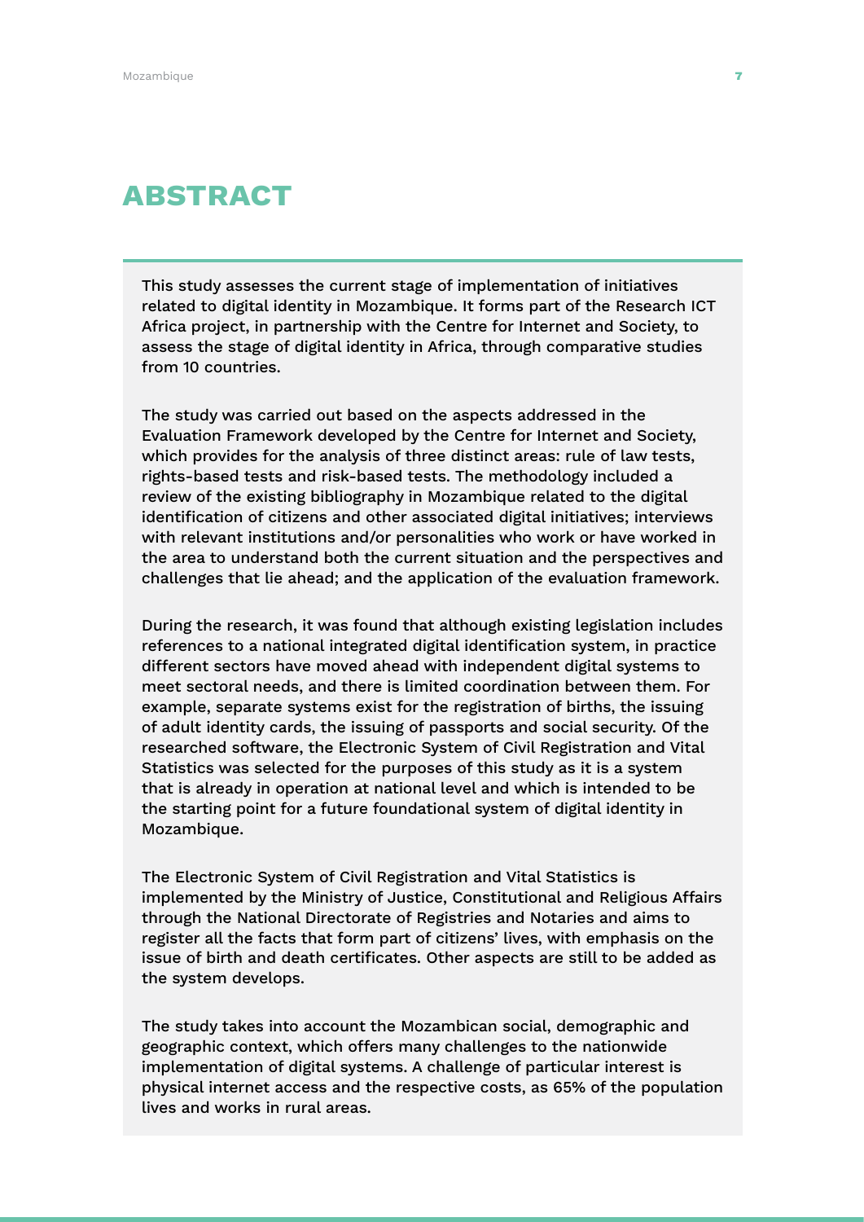# ABSTRACT

This study assesses the current stage of implementation of initiatives related to digital identity in Mozambique. It forms part of the Research ICT Africa project, in partnership with the Centre for Internet and Society, to assess the stage of digital identity in Africa, through comparative studies from 10 countries.

The study was carried out based on the aspects addressed in the Evaluation Framework developed by the Centre for Internet and Society, which provides for the analysis of three distinct areas: rule of law tests, rights-based tests and risk-based tests. The methodology included a review of the existing bibliography in Mozambique related to the digital identification of citizens and other associated digital initiatives; interviews with relevant institutions and/or personalities who work or have worked in the area to understand both the current situation and the perspectives and challenges that lie ahead; and the application of the evaluation framework.

During the research, it was found that although existing legislation includes references to a national integrated digital identification system, in practice different sectors have moved ahead with independent digital systems to meet sectoral needs, and there is limited coordination between them. For example, separate systems exist for the registration of births, the issuing of adult identity cards, the issuing of passports and social security. Of the researched software, the Electronic System of Civil Registration and Vital Statistics was selected for the purposes of this study as it is a system that is already in operation at national level and which is intended to be the starting point for a future foundational system of digital identity in Mozambique.

The Electronic System of Civil Registration and Vital Statistics is implemented by the Ministry of Justice, Constitutional and Religious Affairs through the National Directorate of Registries and Notaries and aims to register all the facts that form part of citizens' lives, with emphasis on the issue of birth and death certificates. Other aspects are still to be added as the system develops.

The study takes into account the Mozambican social, demographic and geographic context, which offers many challenges to the nationwide implementation of digital systems. A challenge of particular interest is physical internet access and the respective costs, as 65% of the population lives and works in rural areas.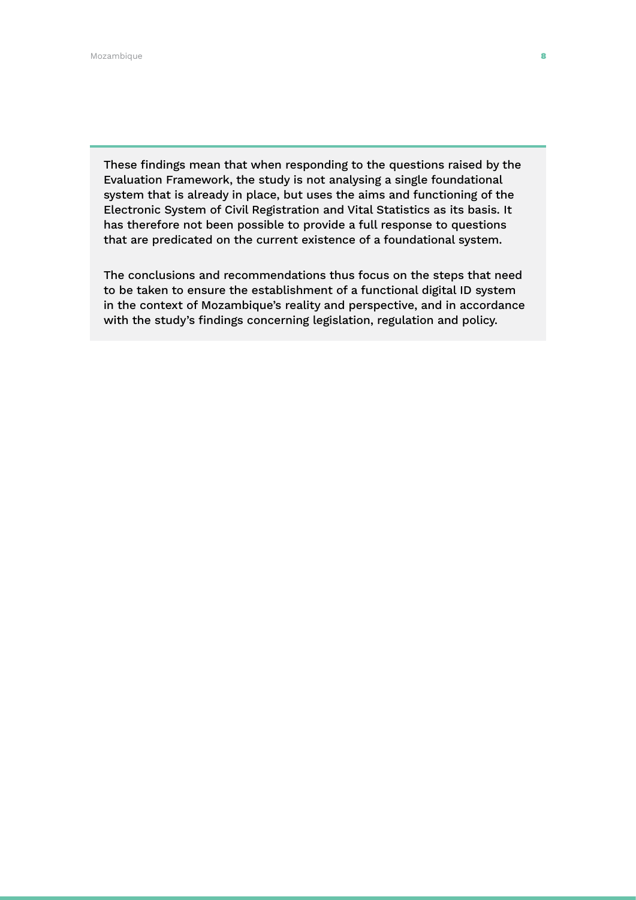These findings mean that when responding to the questions raised by the Evaluation Framework, the study is not analysing a single foundational system that is already in place, but uses the aims and functioning of the Electronic System of Civil Registration and Vital Statistics as its basis. It has therefore not been possible to provide a full response to questions that are predicated on the current existence of a foundational system.

The conclusions and recommendations thus focus on the steps that need to be taken to ensure the establishment of a functional digital ID system in the context of Mozambique's reality and perspective, and in accordance with the study's findings concerning legislation, regulation and policy.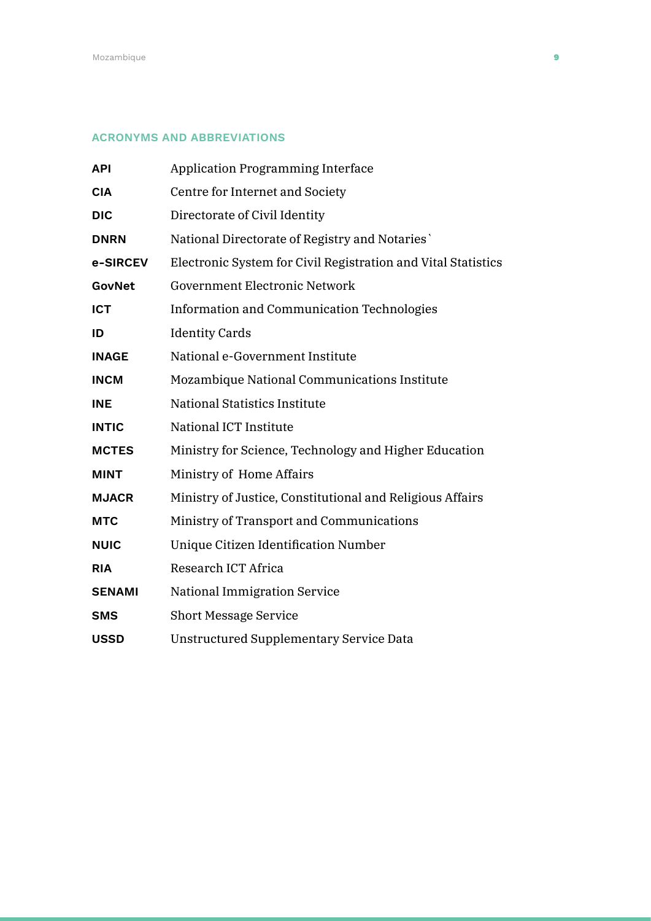## ACRONYMS AND ABBREVIATIONS

| | |
|---|---|
| **API** | Application Programming Interface |
| **CIA** | Centre for Internet and Society |
| **DIC** | Directorate of Civil Identity |
| **DNRN** | National Directorate of Registry and Notaries` |
| **e-SIRCEV** | Electronic System for Civil Registration and Vital Statistics |
| **GovNet** | Government Electronic Network |
| **ICT** | Information and Communication Technologies |
| **ID** | Identity Cards |
| **INAGE** | National e-Government Institute |
| **INCM** | Mozambique National Communications Institute |
| **INE** | National Statistics Institute |
| **INTIC** | National ICT Institute |
| **MCTES** | Ministry for Science, Technology and Higher Education |
| **MINT** | Ministry of Home Affairs |
| **MJACR** | Ministry of Justice, Constitutional and Religious Affairs |
| **MTC** | Ministry of Transport and Communications |
| **NUIC** | Unique Citizen Identification Number |
| **RIA** | Research ICT Africa |
| **SENAMI** | National Immigration Service |
| **SMS** | Short Message Service |
| **USSD** | Unstructured Supplementary Service Data |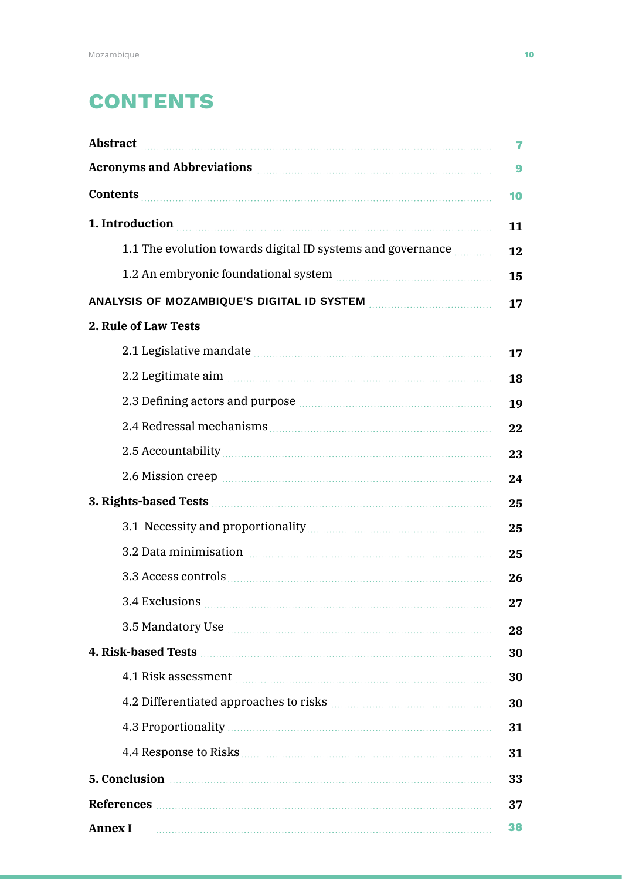# CONTENTS

| | |
|---|---|
| **Abstract** | 7 |
| **Acronyms and Abbreviations** | 9 |
| **Contents** | 10 |
| **1. Introduction** | 11 |
| 1.1 The evolution towards digital ID systems and governance | 12 |
| 1.2 An embryonic foundational system | 15 |
| **ANALYSIS OF MOZAMBIQUE'S DIGITAL ID SYSTEM** | 17 |
| **2. Rule of Law Tests** | |
| 2.1 Legislative mandate | 17 |
| 2.2 Legitimate aim | 18 |
| 2.3 Defining actors and purpose | 19 |
| 2.4 Redressal mechanisms | 22 |
| 2.5 Accountability | 23 |
| 2.6 Mission creep | 24 |
| **3. Rights-based Tests** | 25 |
| 3.1 Necessity and proportionality | 25 |
| 3.2 Data minimisation | 25 |
| 3.3 Access controls | 26 |
| 3.4 Exclusions | 27 |
| 3.5 Mandatory Use | 28 |
| **4. Risk-based Tests** | 30 |
| 4.1 Risk assessment | 30 |
| 4.2 Differentiated approaches to risks | 30 |
| 4.3 Proportionality | 31 |
| 4.4 Response to Risks | 31 |
| **5. Conclusion** | 33 |
| **References** | 37 |
| **Annex I** | 38 |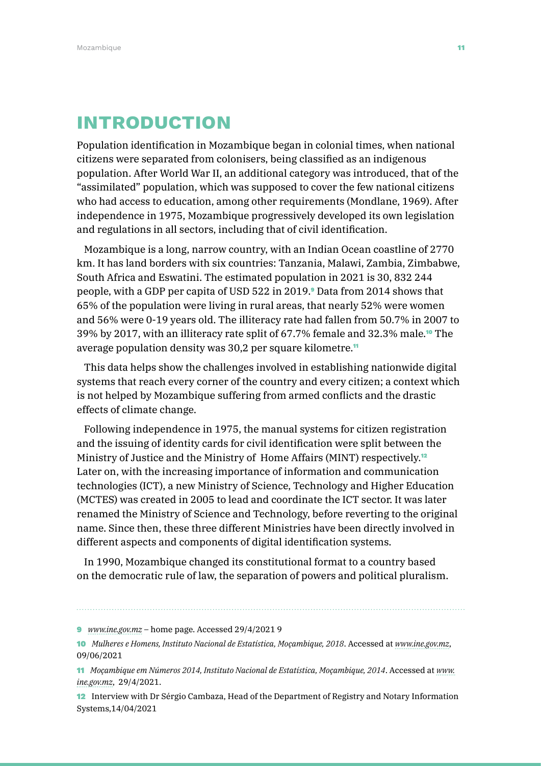# INTRODUCTION

Population identification in Mozambique began in colonial times, when national citizens were separated from colonisers, being classified as an indigenous population. After World War II, an additional category was introduced, that of the "assimilated" population, which was supposed to cover the few national citizens who had access to education, among other requirements (Mondlane, 1969). After independence in 1975, Mozambique progressively developed its own legislation and regulations in all sectors, including that of civil identification.

Mozambique is a long, narrow country, with an Indian Ocean coastline of 2770 km. It has land borders with six countries: Tanzania, Malawi, Zambia, Zimbabwe, South Africa and Eswatini. The estimated population in 2021 is 30, 832 244 people, with a GDP per capita of USD 522 in 2019.[9] Data from 2014 shows that 65% of the population were living in rural areas, that nearly 52% were women and 56% were 0-19 years old. The illiteracy rate had fallen from 50.7% in 2007 to 39% by 2017, with an illiteracy rate split of 67.7% female and 32.3% male.[10] The average population density was 30,2 per square kilometre.[11]

This data helps show the challenges involved in establishing nationwide digital systems that reach every corner of the country and every citizen; a context which is not helped by Mozambique suffering from armed conflicts and the drastic effects of climate change.

Following independence in 1975, the manual systems for citizen registration and the issuing of identity cards for civil identification were split between the Ministry of Justice and the Ministry of Home Affairs (MINT) respectively.[12] Later on, with the increasing importance of information and communication technologies (ICT), a new Ministry of Science, Technology and Higher Education (MCTES) was created in 2005 to lead and coordinate the ICT sector. It was later renamed the Ministry of Science and Technology, before reverting to the original name. Since then, these three different Ministries have been directly involved in different aspects and components of digital identification systems.

In 1990, Mozambique changed its constitutional format to a country based on the democratic rule of law, the separation of powers and political pluralism.

---

9 *www.ine.gov.mz* – home page. Accessed 29/4/2021 9

10 *Mulheres e Homens, Instituto Nacional de Estatística, Moçambique, 2018*. Accessed at *www.ine.gov.mz*, 09/06/2021

11 *Moçambique em Números 2014, Instituto Nacional de Estatística, Moçambique, 2014*. Accessed at *www.ine.gov.mz*, 29/4/2021.

12 Interview with Dr Sérgio Cambaza, Head of the Department of Registry and Notary Information Systems,14/04/2021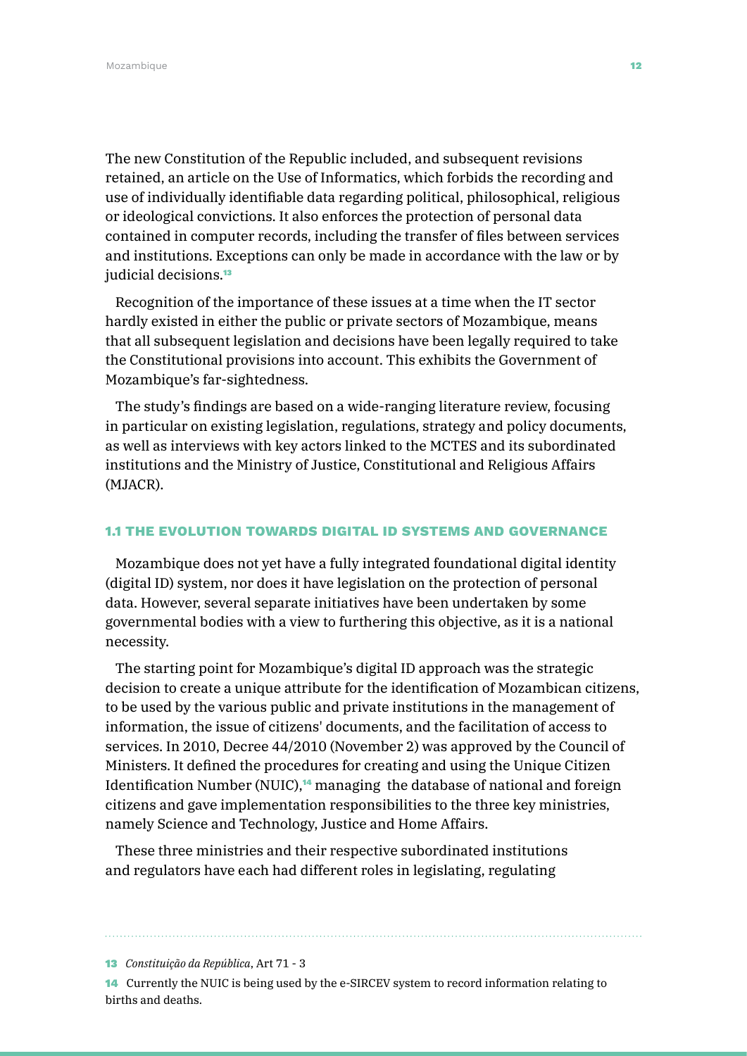The new Constitution of the Republic included, and subsequent revisions retained, an article on the Use of Informatics, which forbids the recording and use of individually identifiable data regarding political, philosophical, religious or ideological convictions. It also enforces the protection of personal data contained in computer records, including the transfer of files between services and institutions. Exceptions can only be made in accordance with the law or by judicial decisions.[13]

Recognition of the importance of these issues at a time when the IT sector hardly existed in either the public or private sectors of Mozambique, means that all subsequent legislation and decisions have been legally required to take the Constitutional provisions into account. This exhibits the Government of Mozambique's far-sightedness.

The study's findings are based on a wide-ranging literature review, focusing in particular on existing legislation, regulations, strategy and policy documents, as well as interviews with key actors linked to the MCTES and its subordinated institutions and the Ministry of Justice, Constitutional and Religious Affairs (MJACR).

## 1.1 THE EVOLUTION TOWARDS DIGITAL ID SYSTEMS AND GOVERNANCE

Mozambique does not yet have a fully integrated foundational digital identity (digital ID) system, nor does it have legislation on the protection of personal data. However, several separate initiatives have been undertaken by some governmental bodies with a view to furthering this objective, as it is a national necessity.

The starting point for Mozambique's digital ID approach was the strategic decision to create a unique attribute for the identification of Mozambican citizens, to be used by the various public and private institutions in the management of information, the issue of citizens' documents, and the facilitation of access to services. In 2010, Decree 44/2010 (November 2) was approved by the Council of Ministers. It defined the procedures for creating and using the Unique Citizen Identification Number (NUIC),[14] managing the database of national and foreign citizens and gave implementation responsibilities to the three key ministries, namely Science and Technology, Justice and Home Affairs.

These three ministries and their respective subordinated institutions and regulators have each had different roles in legislating, regulating

---

13 *Constituição da República*, Art 71 - 3

14 Currently the NUIC is being used by the e-SIRCEV system to record information relating to births and deaths.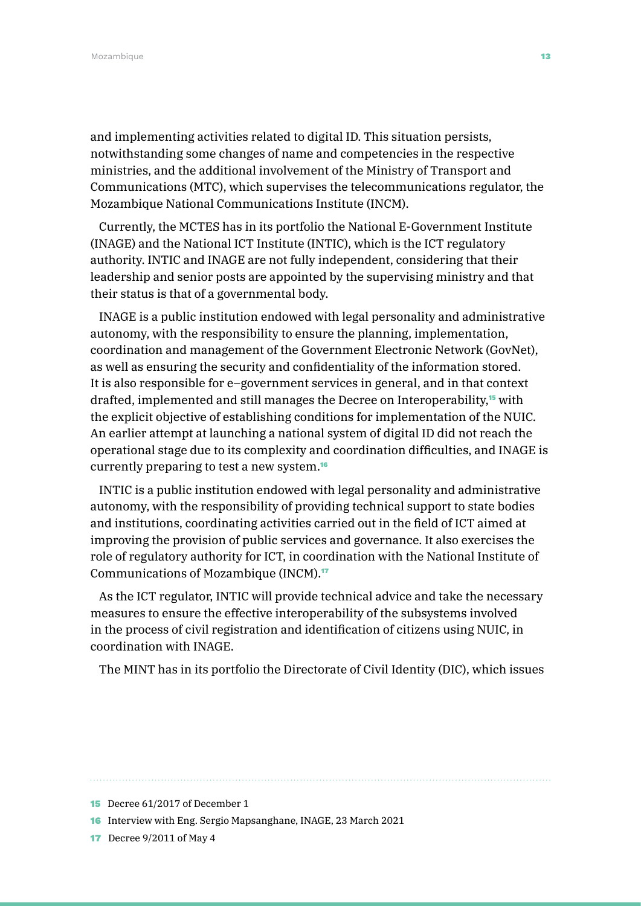and implementing activities related to digital ID. This situation persists, notwithstanding some changes of name and competencies in the respective ministries, and the additional involvement of the Ministry of Transport and Communications (MTC), which supervises the telecommunications regulator, the Mozambique National Communications Institute (INCM).

Currently, the MCTES has in its portfolio the National E-Government Institute (INAGE) and the National ICT Institute (INTIC), which is the ICT regulatory authority. INTIC and INAGE are not fully independent, considering that their leadership and senior posts are appointed by the supervising ministry and that their status is that of a governmental body.

INAGE is a public institution endowed with legal personality and administrative autonomy, with the responsibility to ensure the planning, implementation, coordination and management of the Government Electronic Network (GovNet), as well as ensuring the security and confidentiality of the information stored. It is also responsible for e–government services in general, and in that context drafted, implemented and still manages the Decree on Interoperability,[15] with the explicit objective of establishing conditions for implementation of the NUIC. An earlier attempt at launching a national system of digital ID did not reach the operational stage due to its complexity and coordination difficulties, and INAGE is currently preparing to test a new system.[16]

INTIC is a public institution endowed with legal personality and administrative autonomy, with the responsibility of providing technical support to state bodies and institutions, coordinating activities carried out in the field of ICT aimed at improving the provision of public services and governance. It also exercises the role of regulatory authority for ICT, in coordination with the National Institute of Communications of Mozambique (INCM).[17]

As the ICT regulator, INTIC will provide technical advice and take the necessary measures to ensure the effective interoperability of the subsystems involved in the process of civil registration and identification of citizens using NUIC, in coordination with INAGE.

The MINT has in its portfolio the Directorate of Civil Identity (DIC), which issues

---

[15] Decree 61/2017 of December 1

[16] Interview with Eng. Sergio Mapsanghane, INAGE, 23 March 2021

[17] Decree 9/2011 of May 4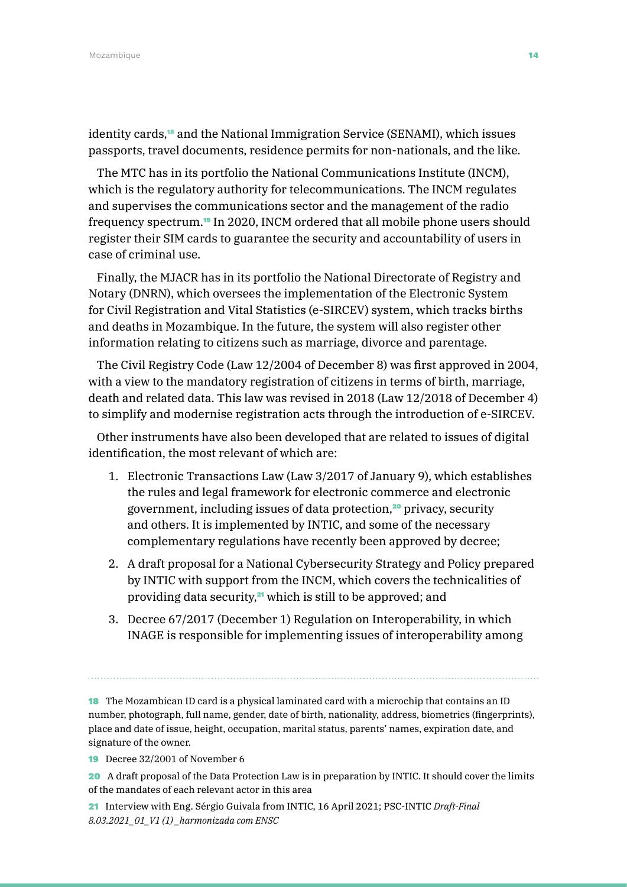identity cards,[18] and the National Immigration Service (SENAMI), which issues passports, travel documents, residence permits for non-nationals, and the like.

The MTC has in its portfolio the National Communications Institute (INCM), which is the regulatory authority for telecommunications. The INCM regulates and supervises the communications sector and the management of the radio frequency spectrum.[19] In 2020, INCM ordered that all mobile phone users should register their SIM cards to guarantee the security and accountability of users in case of criminal use.

Finally, the MJACR has in its portfolio the National Directorate of Registry and Notary (DNRN), which oversees the implementation of the Electronic System for Civil Registration and Vital Statistics (e-SIRCEV) system, which tracks births and deaths in Mozambique. In the future, the system will also register other information relating to citizens such as marriage, divorce and parentage.

The Civil Registry Code (Law 12/2004 of December 8) was first approved in 2004, with a view to the mandatory registration of citizens in terms of birth, marriage, death and related data. This law was revised in 2018 (Law 12/2018 of December 4) to simplify and modernise registration acts through the introduction of e-SIRCEV.

Other instruments have also been developed that are related to issues of digital identification, the most relevant of which are:

1. Electronic Transactions Law (Law 3/2017 of January 9), which establishes the rules and legal framework for electronic commerce and electronic government, including issues of data protection,[20] privacy, security and others. It is implemented by INTIC, and some of the necessary complementary regulations have recently been approved by decree;
2. A draft proposal for a National Cybersecurity Strategy and Policy prepared by INTIC with support from the INCM, which covers the technicalities of providing data security,[21] which is still to be approved; and
3. Decree 67/2017 (December 1) Regulation on Interoperability, in which INAGE is responsible for implementing issues of interoperability among

---

[18] The Mozambican ID card is a physical laminated card with a microchip that contains an ID number, photograph, full name, gender, date of birth, nationality, address, biometrics (fingerprints), place and date of issue, height, occupation, marital status, parents' names, expiration date, and signature of the owner.

[19] Decree 32/2001 of November 6

[20] A draft proposal of the Data Protection Law is in preparation by INTIC. It should cover the limits of the mandates of each relevant actor in this area

[21] Interview with Eng. Sérgio Guivala from INTIC, 16 April 2021; PSC-INTIC *Draft-Final 8.03.2021_01_V1 (1) _harmonizada com ENSC*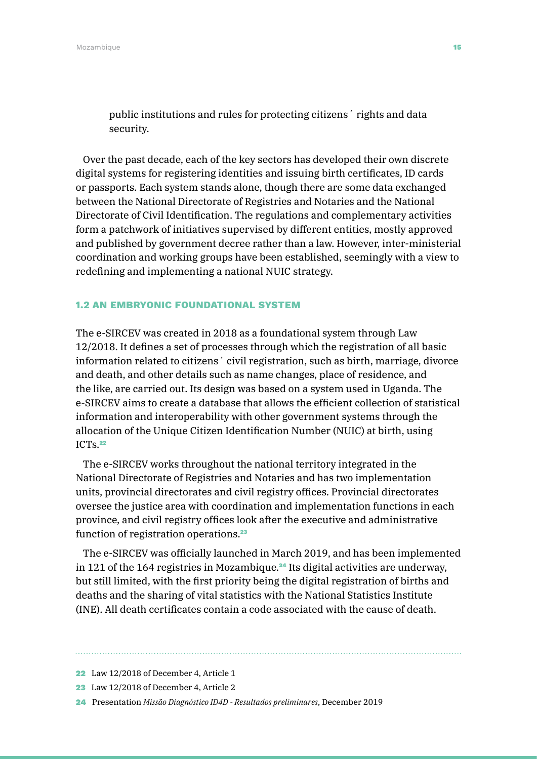public institutions and rules for protecting citizens´ rights and data security.

Over the past decade, each of the key sectors has developed their own discrete digital systems for registering identities and issuing birth certificates, ID cards or passports. Each system stands alone, though there are some data exchanged between the National Directorate of Registries and Notaries and the National Directorate of Civil Identification. The regulations and complementary activities form a patchwork of initiatives supervised by different entities, mostly approved and published by government decree rather than a law. However, inter-ministerial coordination and working groups have been established, seemingly with a view to redefining and implementing a national NUIC strategy.

## 1.2 AN EMBRYONIC FOUNDATIONAL SYSTEM

The e-SIRCEV was created in 2018 as a foundational system through Law 12/2018. It defines a set of processes through which the registration of all basic information related to citizens´ civil registration, such as birth, marriage, divorce and death, and other details such as name changes, place of residence, and the like, are carried out. Its design was based on a system used in Uganda. The e-SIRCEV aims to create a database that allows the efficient collection of statistical information and interoperability with other government systems through the allocation of the Unique Citizen Identification Number (NUIC) at birth, using ICTs.[22]

The e-SIRCEV works throughout the national territory integrated in the National Directorate of Registries and Notaries and has two implementation units, provincial directorates and civil registry offices. Provincial directorates oversee the justice area with coordination and implementation functions in each province, and civil registry offices look after the executive and administrative function of registration operations.[23]

The e-SIRCEV was officially launched in March 2019, and has been implemented in 121 of the 164 registries in Mozambique.[24] Its digital activities are underway, but still limited, with the first priority being the digital registration of births and deaths and the sharing of vital statistics with the National Statistics Institute (INE). All death certificates contain a code associated with the cause of death.

---

22 Law 12/2018 of December 4, Article 1

23 Law 12/2018 of December 4, Article 2

24 Presentation *Missão Diagnóstico ID4D - Resultados preliminares*, December 2019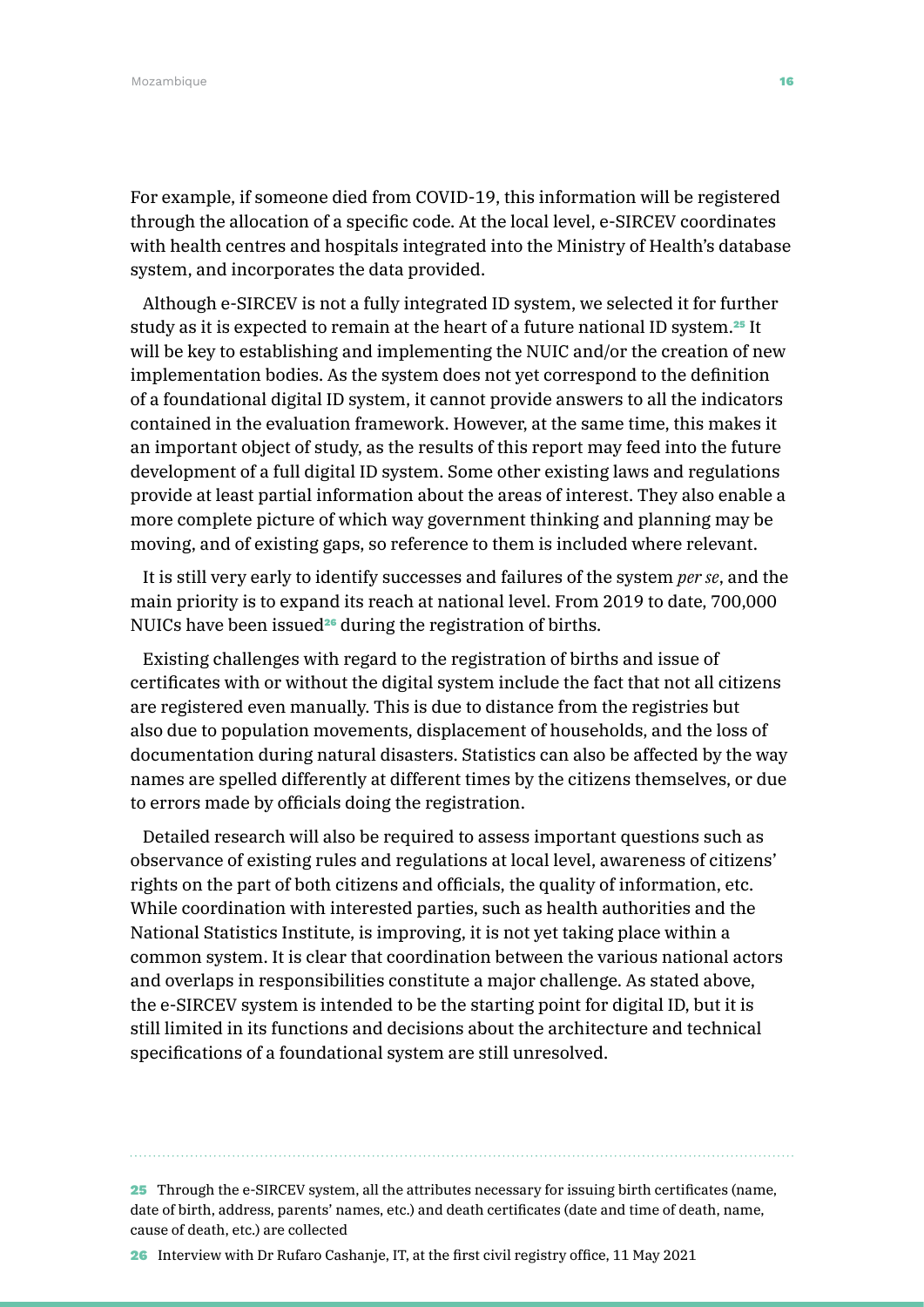For example, if someone died from COVID-19, this information will be registered through the allocation of a specific code. At the local level, e-SIRCEV coordinates with health centres and hospitals integrated into the Ministry of Health's database system, and incorporates the data provided.

Although e-SIRCEV is not a fully integrated ID system, we selected it for further study as it is expected to remain at the heart of a future national ID system.[25] It will be key to establishing and implementing the NUIC and/or the creation of new implementation bodies. As the system does not yet correspond to the definition of a foundational digital ID system, it cannot provide answers to all the indicators contained in the evaluation framework. However, at the same time, this makes it an important object of study, as the results of this report may feed into the future development of a full digital ID system. Some other existing laws and regulations provide at least partial information about the areas of interest. They also enable a more complete picture of which way government thinking and planning may be moving, and of existing gaps, so reference to them is included where relevant.

It is still very early to identify successes and failures of the system *per se*, and the main priority is to expand its reach at national level. From 2019 to date, 700,000 NUICs have been issued[26] during the registration of births.

Existing challenges with regard to the registration of births and issue of certificates with or without the digital system include the fact that not all citizens are registered even manually. This is due to distance from the registries but also due to population movements, displacement of households, and the loss of documentation during natural disasters. Statistics can also be affected by the way names are spelled differently at different times by the citizens themselves, or due to errors made by officials doing the registration.

Detailed research will also be required to assess important questions such as observance of existing rules and regulations at local level, awareness of citizens' rights on the part of both citizens and officials, the quality of information, etc. While coordination with interested parties, such as health authorities and the National Statistics Institute, is improving, it is not yet taking place within a common system. It is clear that coordination between the various national actors and overlaps in responsibilities constitute a major challenge. As stated above, the e-SIRCEV system is intended to be the starting point for digital ID, but it is still limited in its functions and decisions about the architecture and technical specifications of a foundational system are still unresolved.

---

[25] Through the e-SIRCEV system, all the attributes necessary for issuing birth certificates (name, date of birth, address, parents' names, etc.) and death certificates (date and time of death, name, cause of death, etc.) are collected

[26] Interview with Dr Rufaro Cashanje, IT, at the first civil registry office, 11 May 2021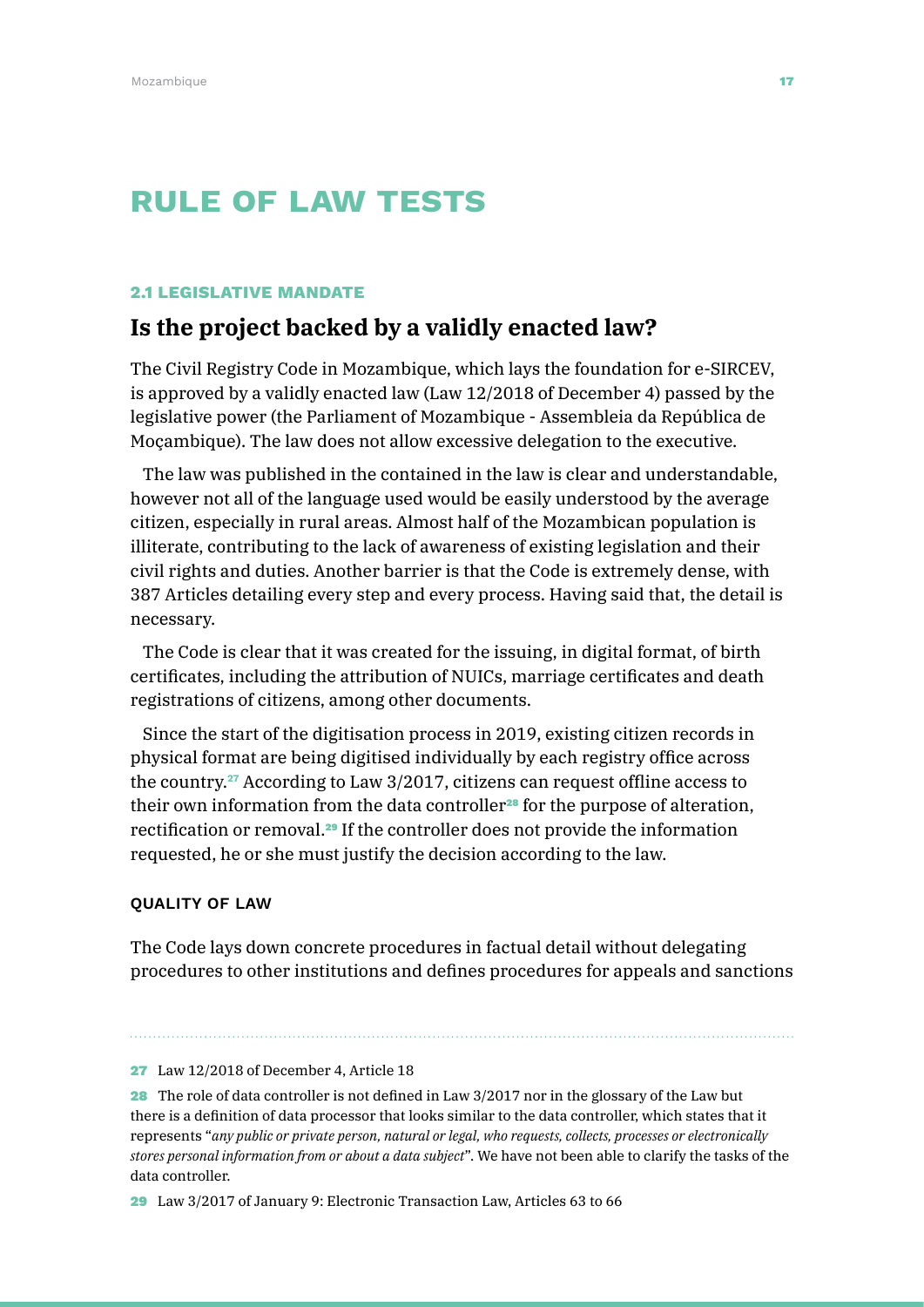# RULE OF LAW TESTS

## 2.1 LEGISLATIVE MANDATE

### Is the project backed by a validly enacted law?

The Civil Registry Code in Mozambique, which lays the foundation for e-SIRCEV, is approved by a validly enacted law (Law 12/2018 of December 4) passed by the legislative power (the Parliament of Mozambique - Assembleia da República de Moçambique). The law does not allow excessive delegation to the executive.

The law was published in the contained in the law is clear and understandable, however not all of the language used would be easily understood by the average citizen, especially in rural areas. Almost half of the Mozambican population is illiterate, contributing to the lack of awareness of existing legislation and their civil rights and duties. Another barrier is that the Code is extremely dense, with 387 Articles detailing every step and every process. Having said that, the detail is necessary.

The Code is clear that it was created for the issuing, in digital format, of birth certificates, including the attribution of NUICs, marriage certificates and death registrations of citizens, among other documents.

Since the start of the digitisation process in 2019, existing citizen records in physical format are being digitised individually by each registry office across the country.[27] According to Law 3/2017, citizens can request offline access to their own information from the data controller[28] for the purpose of alteration, rectification or removal.[29] If the controller does not provide the information requested, he or she must justify the decision according to the law.

#### QUALITY OF LAW

The Code lays down concrete procedures in factual detail without delegating procedures to other institutions and defines procedures for appeals and sanctions

---

[27] Law 12/2018 of December 4, Article 18

[28] The role of data controller is not defined in Law 3/2017 nor in the glossary of the Law but there is a definition of data processor that looks similar to the data controller, which states that it represents "*any public or private person, natural or legal, who requests, collects, processes or electronically stores personal information from or about a data subject*". We have not been able to clarify the tasks of the data controller.

[29] Law 3/2017 of January 9: Electronic Transaction Law, Articles 63 to 66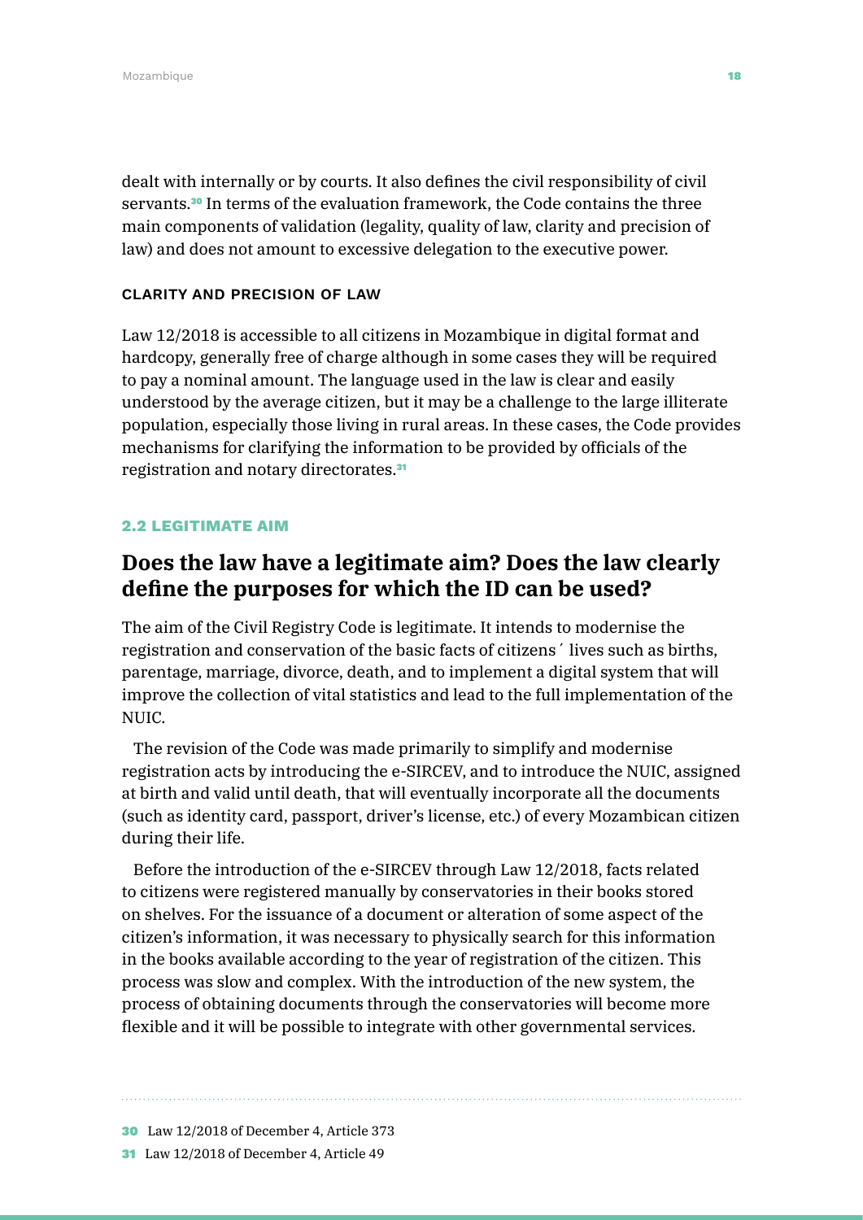dealt with internally or by courts. It also defines the civil responsibility of civil servants.[30] In terms of the evaluation framework, the Code contains the three main components of validation (legality, quality of law, clarity and precision of law) and does not amount to excessive delegation to the executive power.

#### CLARITY AND PRECISION OF LAW

Law 12/2018 is accessible to all citizens in Mozambique in digital format and hardcopy, generally free of charge although in some cases they will be required to pay a nominal amount. The language used in the law is clear and easily understood by the average citizen, but it may be a challenge to the large illiterate population, especially those living in rural areas. In these cases, the Code provides mechanisms for clarifying the information to be provided by officials of the registration and notary directorates.[31]

### 2.2 LEGITIMATE AIM

## Does the law have a legitimate aim? Does the law clearly define the purposes for which the ID can be used?

The aim of the Civil Registry Code is legitimate. It intends to modernise the registration and conservation of the basic facts of citizens´ lives such as births, parentage, marriage, divorce, death, and to implement a digital system that will improve the collection of vital statistics and lead to the full implementation of the NUIC.

The revision of the Code was made primarily to simplify and modernise registration acts by introducing the e-SIRCEV, and to introduce the NUIC, assigned at birth and valid until death, that will eventually incorporate all the documents (such as identity card, passport, driver's license, etc.) of every Mozambican citizen during their life.

Before the introduction of the e-SIRCEV through Law 12/2018, facts related to citizens were registered manually by conservatories in their books stored on shelves. For the issuance of a document or alteration of some aspect of the citizen's information, it was necessary to physically search for this information in the books available according to the year of registration of the citizen. This process was slow and complex. With the introduction of the new system, the process of obtaining documents through the conservatories will become more flexible and it will be possible to integrate with other governmental services.

---

30 Law 12/2018 of December 4, Article 373

31 Law 12/2018 of December 4, Article 49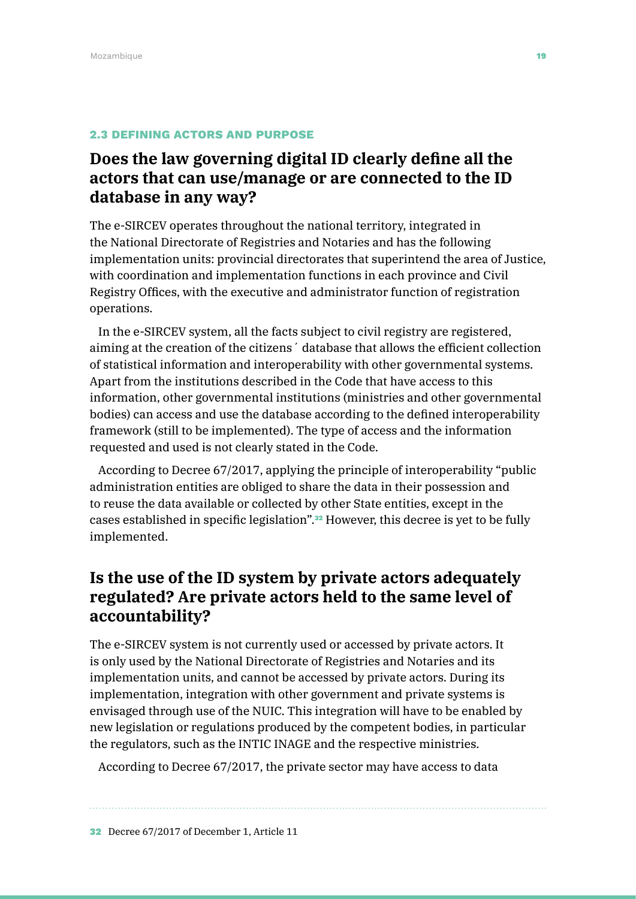### 2.3 DEFINING ACTORS AND PURPOSE

## Does the law governing digital ID clearly define all the actors that can use/manage or are connected to the ID database in any way?

The e-SIRCEV operates throughout the national territory, integrated in the National Directorate of Registries and Notaries and has the following implementation units: provincial directorates that superintend the area of Justice, with coordination and implementation functions in each province and Civil Registry Offices, with the executive and administrator function of registration operations.

In the e-SIRCEV system, all the facts subject to civil registry are registered, aiming at the creation of the citizens´ database that allows the efficient collection of statistical information and interoperability with other governmental systems. Apart from the institutions described in the Code that have access to this information, other governmental institutions (ministries and other governmental bodies) can access and use the database according to the defined interoperability framework (still to be implemented). The type of access and the information requested and used is not clearly stated in the Code.

According to Decree 67/2017, applying the principle of interoperability "public administration entities are obliged to share the data in their possession and to reuse the data available or collected by other State entities, except in the cases established in specific legislation".[32] However, this decree is yet to be fully implemented.

## Is the use of the ID system by private actors adequately regulated? Are private actors held to the same level of accountability?

The e-SIRCEV system is not currently used or accessed by private actors. It is only used by the National Directorate of Registries and Notaries and its implementation units, and cannot be accessed by private actors. During its implementation, integration with other government and private systems is envisaged through use of the NUIC. This integration will have to be enabled by new legislation or regulations produced by the competent bodies, in particular the regulators, such as the INTIC INAGE and the respective ministries.

According to Decree 67/2017, the private sector may have access to data

[32] Decree 67/2017 of December 1, Article 11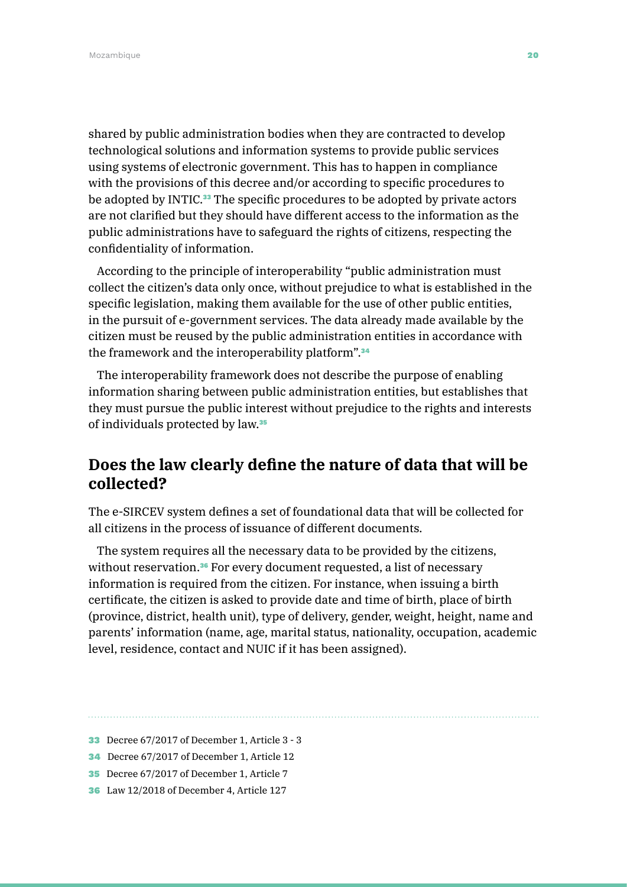shared by public administration bodies when they are contracted to develop technological solutions and information systems to provide public services using systems of electronic government. This has to happen in compliance with the provisions of this decree and/or according to specific procedures to be adopted by INTIC.[33] The specific procedures to be adopted by private actors are not clarified but they should have different access to the information as the public administrations have to safeguard the rights of citizens, respecting the confidentiality of information.

According to the principle of interoperability "public administration must collect the citizen's data only once, without prejudice to what is established in the specific legislation, making them available for the use of other public entities, in the pursuit of e-government services. The data already made available by the citizen must be reused by the public administration entities in accordance with the framework and the interoperability platform".[34]

The interoperability framework does not describe the purpose of enabling information sharing between public administration entities, but establishes that they must pursue the public interest without prejudice to the rights and interests of individuals protected by law.[35]

## Does the law clearly define the nature of data that will be collected?

The e-SIRCEV system defines a set of foundational data that will be collected for all citizens in the process of issuance of different documents.

The system requires all the necessary data to be provided by the citizens, without reservation.[36] For every document requested, a list of necessary information is required from the citizen. For instance, when issuing a birth certificate, the citizen is asked to provide date and time of birth, place of birth (province, district, health unit), type of delivery, gender, weight, height, name and parents' information (name, age, marital status, nationality, occupation, academic level, residence, contact and NUIC if it has been assigned).

---

33 Decree 67/2017 of December 1, Article 3 - 3

34 Decree 67/2017 of December 1, Article 12

35 Decree 67/2017 of December 1, Article 7

36 Law 12/2018 of December 4, Article 127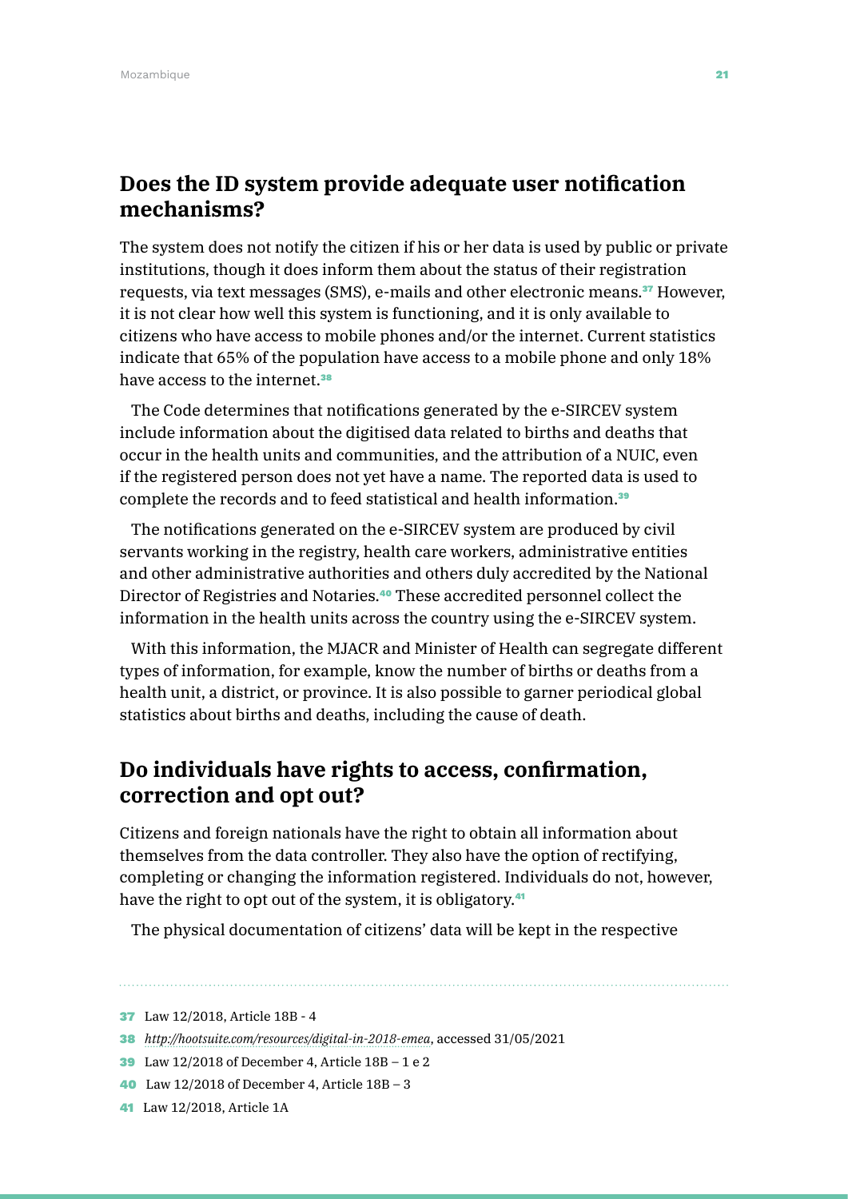## Does the ID system provide adequate user notification mechanisms?

The system does not notify the citizen if his or her data is used by public or private institutions, though it does inform them about the status of their registration requests, via text messages (SMS), e-mails and other electronic means.[37] However, it is not clear how well this system is functioning, and it is only available to citizens who have access to mobile phones and/or the internet. Current statistics indicate that 65% of the population have access to a mobile phone and only 18% have access to the internet.[38]

The Code determines that notifications generated by the e-SIRCEV system include information about the digitised data related to births and deaths that occur in the health units and communities, and the attribution of a NUIC, even if the registered person does not yet have a name. The reported data is used to complete the records and to feed statistical and health information.[39]

The notifications generated on the e-SIRCEV system are produced by civil servants working in the registry, health care workers, administrative entities and other administrative authorities and others duly accredited by the National Director of Registries and Notaries.[40] These accredited personnel collect the information in the health units across the country using the e-SIRCEV system.

With this information, the MJACR and Minister of Health can segregate different types of information, for example, know the number of births or deaths from a health unit, a district, or province. It is also possible to garner periodical global statistics about births and deaths, including the cause of death.

## Do individuals have rights to access, confirmation, correction and opt out?

Citizens and foreign nationals have the right to obtain all information about themselves from the data controller. They also have the option of rectifying, completing or changing the information registered. Individuals do not, however, have the right to opt out of the system, it is obligatory.[41]

The physical documentation of citizens' data will be kept in the respective

---

37 Law 12/2018, Article 18B - 4

38 *http://hootsuite.com/resources/digital-in-2018-emea*, accessed 31/05/2021

39 Law 12/2018 of December 4, Article 18B – 1 e 2

40 Law 12/2018 of December 4, Article 18B – 3

41 Law 12/2018, Article 1A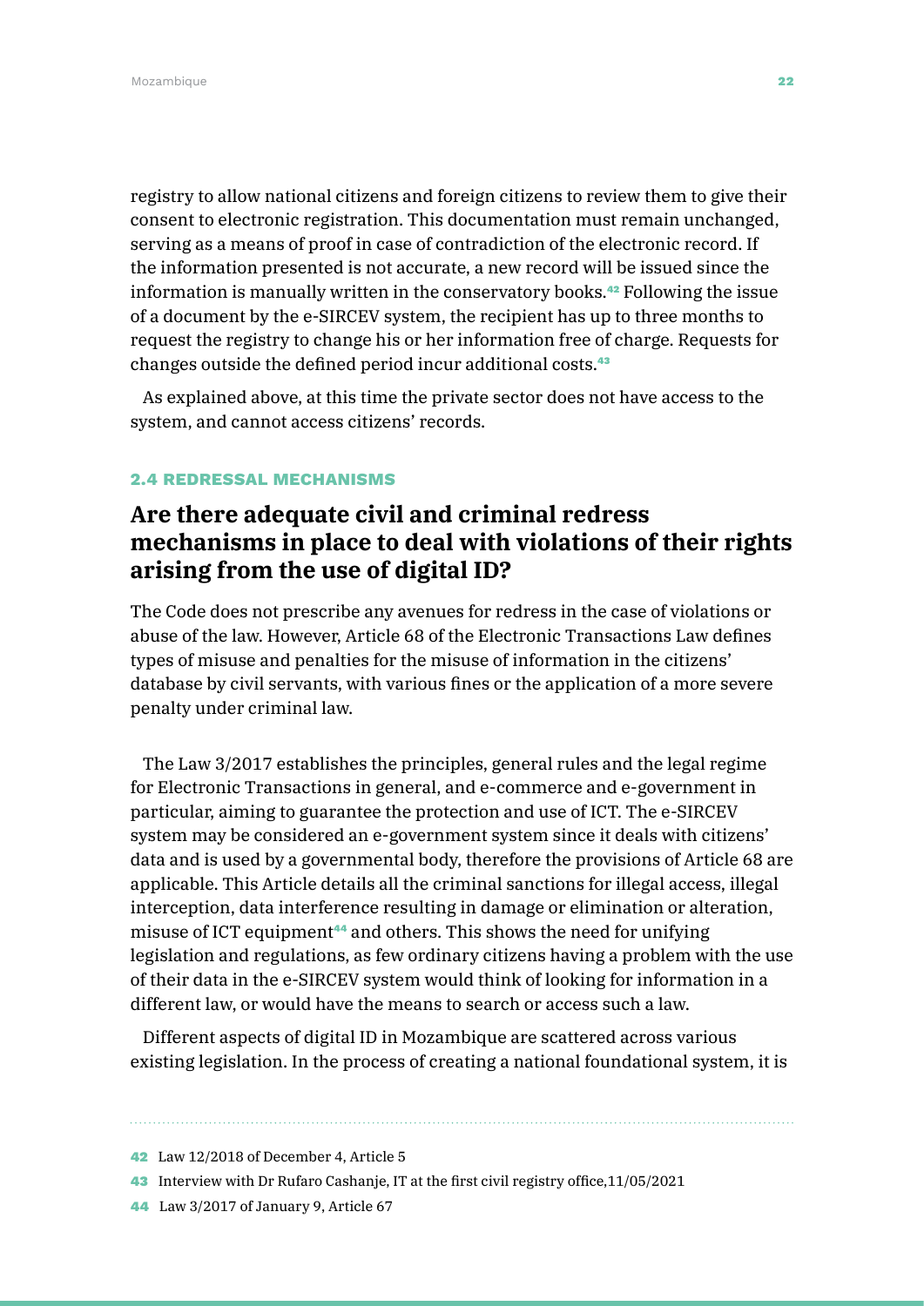registry to allow national citizens and foreign citizens to review them to give their consent to electronic registration. This documentation must remain unchanged, serving as a means of proof in case of contradiction of the electronic record. If the information presented is not accurate, a new record will be issued since the information is manually written in the conservatory books.[42] Following the issue of a document by the e-SIRCEV system, the recipient has up to three months to request the registry to change his or her information free of charge. Requests for changes outside the defined period incur additional costs.[43]

As explained above, at this time the private sector does not have access to the system, and cannot access citizens' records.

### 2.4 REDRESSAL MECHANISMS

## Are there adequate civil and criminal redress mechanisms in place to deal with violations of their rights arising from the use of digital ID?

The Code does not prescribe any avenues for redress in the case of violations or abuse of the law. However, Article 68 of the Electronic Transactions Law defines types of misuse and penalties for the misuse of information in the citizens' database by civil servants, with various fines or the application of a more severe penalty under criminal law.

The Law 3/2017 establishes the principles, general rules and the legal regime for Electronic Transactions in general, and e-commerce and e-government in particular, aiming to guarantee the protection and use of ICT. The e-SIRCEV system may be considered an e-government system since it deals with citizens' data and is used by a governmental body, therefore the provisions of Article 68 are applicable. This Article details all the criminal sanctions for illegal access, illegal interception, data interference resulting in damage or elimination or alteration, misuse of ICT equipment[44] and others. This shows the need for unifying legislation and regulations, as few ordinary citizens having a problem with the use of their data in the e-SIRCEV system would think of looking for information in a different law, or would have the means to search or access such a law.

Different aspects of digital ID in Mozambique are scattered across various existing legislation. In the process of creating a national foundational system, it is

---

42 Law 12/2018 of December 4, Article 5

43 Interview with Dr Rufaro Cashanje, IT at the first civil registry office,11/05/2021

44 Law 3/2017 of January 9, Article 67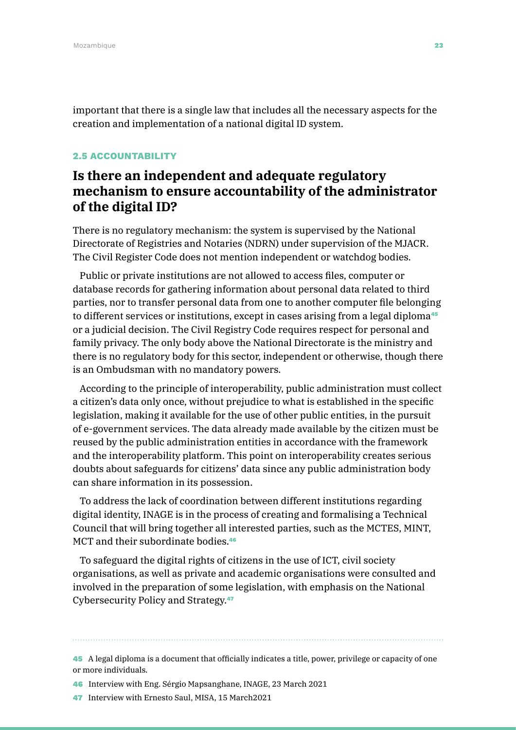important that there is a single law that includes all the necessary aspects for the creation and implementation of a national digital ID system.

### 2.5 ACCOUNTABILITY

## Is there an independent and adequate regulatory mechanism to ensure accountability of the administrator of the digital ID?

There is no regulatory mechanism: the system is supervised by the National Directorate of Registries and Notaries (NDRN) under supervision of the MJACR. The Civil Register Code does not mention independent or watchdog bodies.

Public or private institutions are not allowed to access files, computer or database records for gathering information about personal data related to third parties, nor to transfer personal data from one to another computer file belonging to different services or institutions, except in cases arising from a legal diploma[45] or a judicial decision. The Civil Registry Code requires respect for personal and family privacy. The only body above the National Directorate is the ministry and there is no regulatory body for this sector, independent or otherwise, though there is an Ombudsman with no mandatory powers.

According to the principle of interoperability, public administration must collect a citizen's data only once, without prejudice to what is established in the specific legislation, making it available for the use of other public entities, in the pursuit of e-government services. The data already made available by the citizen must be reused by the public administration entities in accordance with the framework and the interoperability platform. This point on interoperability creates serious doubts about safeguards for citizens' data since any public administration body can share information in its possession.

To address the lack of coordination between different institutions regarding digital identity, INAGE is in the process of creating and formalising a Technical Council that will bring together all interested parties, such as the MCTES, MINT, MCT and their subordinate bodies.[46]

To safeguard the digital rights of citizens in the use of ICT, civil society organisations, as well as private and academic organisations were consulted and involved in the preparation of some legislation, with emphasis on the National Cybersecurity Policy and Strategy.[47]

---

45 A legal diploma is a document that officially indicates a title, power, privilege or capacity of one or more individuals.

46 Interview with Eng. Sérgio Mapsanghane, INAGE, 23 March 2021

47 Interview with Ernesto Saul, MISA, 15 March2021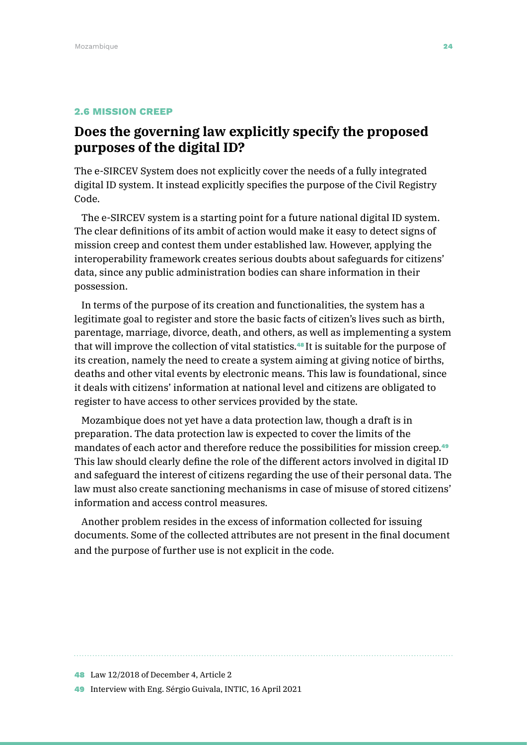### 2.6 MISSION CREEP

## Does the governing law explicitly specify the proposed purposes of the digital ID?

The e-SIRCEV System does not explicitly cover the needs of a fully integrated digital ID system. It instead explicitly specifies the purpose of the Civil Registry Code.

The e-SIRCEV system is a starting point for a future national digital ID system. The clear definitions of its ambit of action would make it easy to detect signs of mission creep and contest them under established law. However, applying the interoperability framework creates serious doubts about safeguards for citizens' data, since any public administration bodies can share information in their possession.

In terms of the purpose of its creation and functionalities, the system has a legitimate goal to register and store the basic facts of citizen's lives such as birth, parentage, marriage, divorce, death, and others, as well as implementing a system that will improve the collection of vital statistics.[48] It is suitable for the purpose of its creation, namely the need to create a system aiming at giving notice of births, deaths and other vital events by electronic means. This law is foundational, since it deals with citizens' information at national level and citizens are obligated to register to have access to other services provided by the state.

Mozambique does not yet have a data protection law, though a draft is in preparation. The data protection law is expected to cover the limits of the mandates of each actor and therefore reduce the possibilities for mission creep.[49] This law should clearly define the role of the different actors involved in digital ID and safeguard the interest of citizens regarding the use of their personal data. The law must also create sanctioning mechanisms in case of misuse of stored citizens' information and access control measures.

Another problem resides in the excess of information collected for issuing documents. Some of the collected attributes are not present in the final document and the purpose of further use is not explicit in the code.

---

48 Law 12/2018 of December 4, Article 2

49 Interview with Eng. Sérgio Guivala, INTIC, 16 April 2021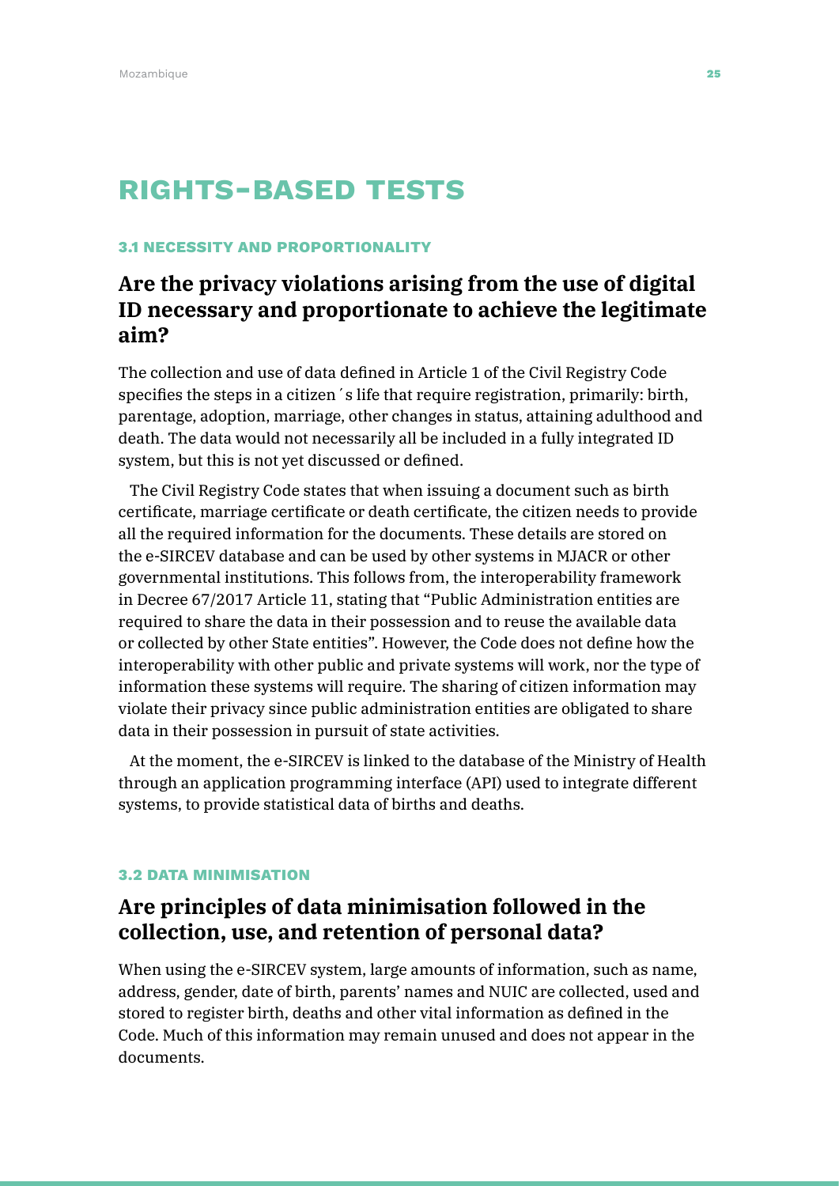# RIGHTS-BASED TESTS

### 3.1 NECESSITY AND PROPORTIONALITY

## Are the privacy violations arising from the use of digital ID necessary and proportionate to achieve the legitimate aim?

The collection and use of data defined in Article 1 of the Civil Registry Code specifies the steps in a citizen´s life that require registration, primarily: birth, parentage, adoption, marriage, other changes in status, attaining adulthood and death. The data would not necessarily all be included in a fully integrated ID system, but this is not yet discussed or defined.

The Civil Registry Code states that when issuing a document such as birth certificate, marriage certificate or death certificate, the citizen needs to provide all the required information for the documents. These details are stored on the e-SIRCEV database and can be used by other systems in MJACR or other governmental institutions. This follows from, the interoperability framework in Decree 67/2017 Article 11, stating that "Public Administration entities are required to share the data in their possession and to reuse the available data or collected by other State entities". However, the Code does not define how the interoperability with other public and private systems will work, nor the type of information these systems will require. The sharing of citizen information may violate their privacy since public administration entities are obligated to share data in their possession in pursuit of state activities.

At the moment, the e-SIRCEV is linked to the database of the Ministry of Health through an application programming interface (API) used to integrate different systems, to provide statistical data of births and deaths.

### 3.2 DATA MINIMISATION

## Are principles of data minimisation followed in the collection, use, and retention of personal data?

When using the e-SIRCEV system, large amounts of information, such as name, address, gender, date of birth, parents' names and NUIC are collected, used and stored to register birth, deaths and other vital information as defined in the Code. Much of this information may remain unused and does not appear in the documents.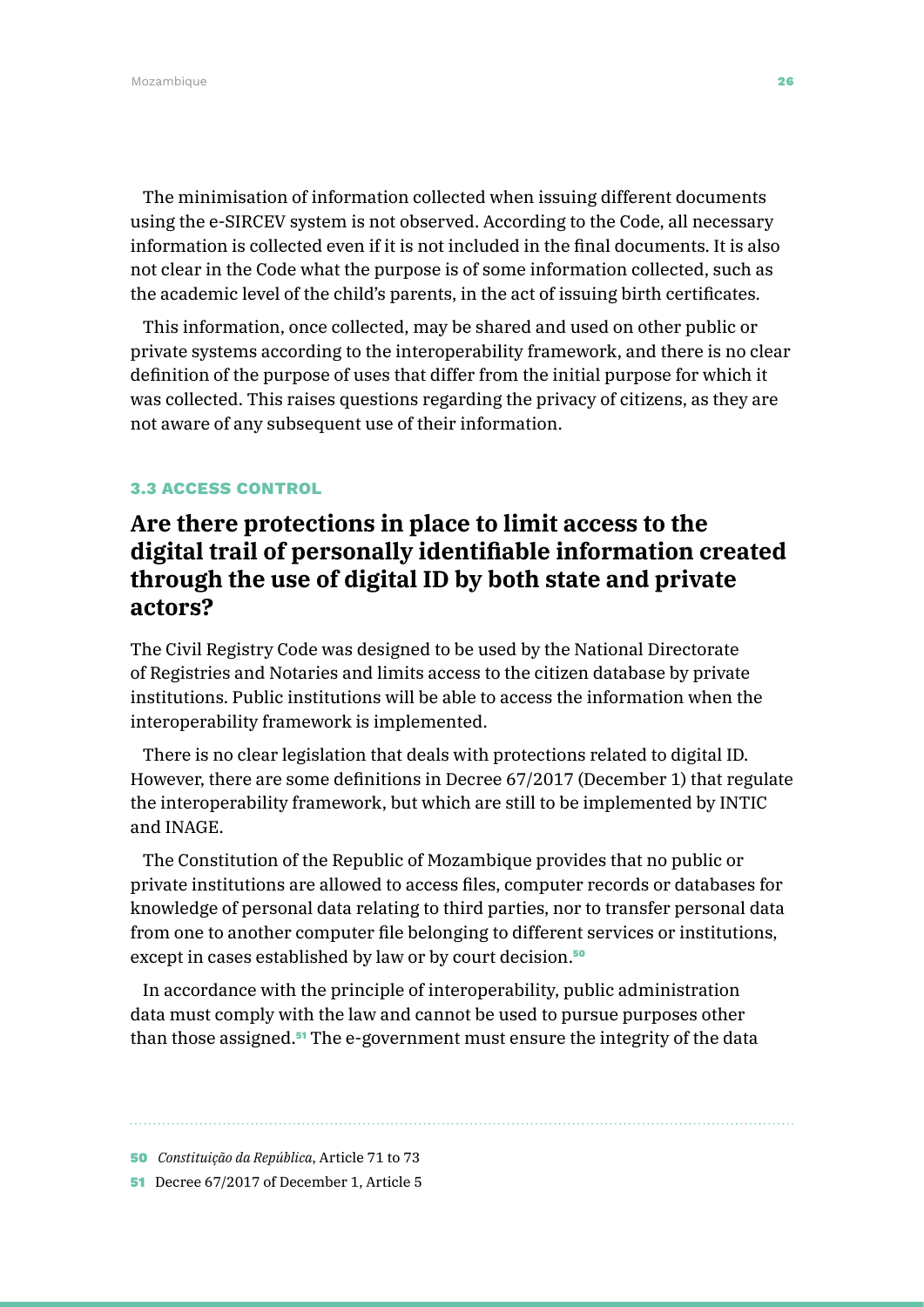The minimisation of information collected when issuing different documents using the e-SIRCEV system is not observed. According to the Code, all necessary information is collected even if it is not included in the final documents. It is also not clear in the Code what the purpose is of some information collected, such as the academic level of the child's parents, in the act of issuing birth certificates.

This information, once collected, may be shared and used on other public or private systems according to the interoperability framework, and there is no clear definition of the purpose of uses that differ from the initial purpose for which it was collected. This raises questions regarding the privacy of citizens, as they are not aware of any subsequent use of their information.

### 3.3 ACCESS CONTROL

## Are there protections in place to limit access to the digital trail of personally identifiable information created through the use of digital ID by both state and private actors?

The Civil Registry Code was designed to be used by the National Directorate of Registries and Notaries and limits access to the citizen database by private institutions. Public institutions will be able to access the information when the interoperability framework is implemented.

There is no clear legislation that deals with protections related to digital ID. However, there are some definitions in Decree 67/2017 (December 1) that regulate the interoperability framework, but which are still to be implemented by INTIC and INAGE.

The Constitution of the Republic of Mozambique provides that no public or private institutions are allowed to access files, computer records or databases for knowledge of personal data relating to third parties, nor to transfer personal data from one to another computer file belonging to different services or institutions, except in cases established by law or by court decision.[50]

In accordance with the principle of interoperability, public administration data must comply with the law and cannot be used to pursue purposes other than those assigned.[51] The e-government must ensure the integrity of the data

---

[50] *Constituição da República*, Article 71 to 73

[51] Decree 67/2017 of December 1, Article 5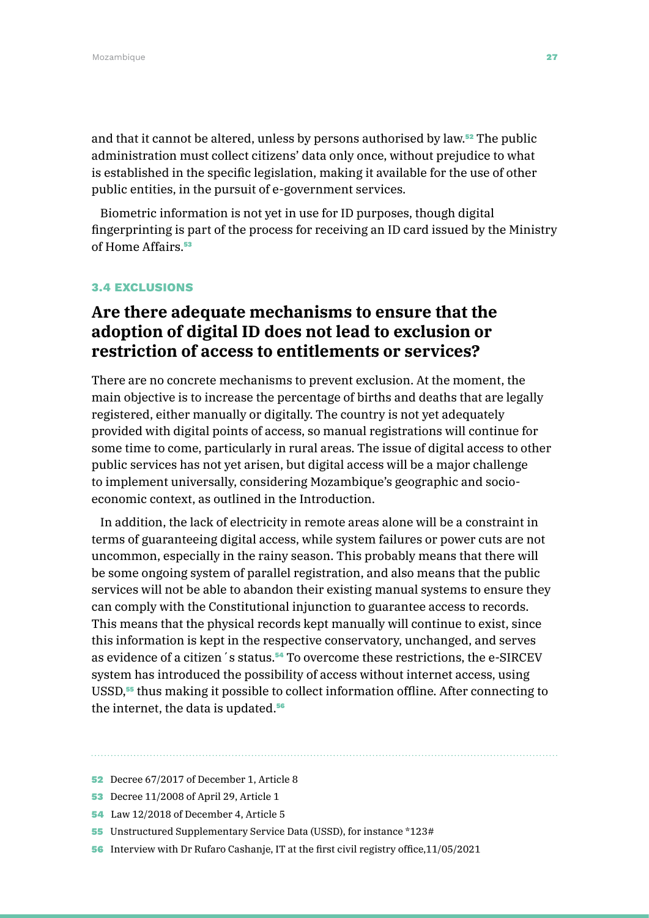and that it cannot be altered, unless by persons authorised by law.[52] The public administration must collect citizens' data only once, without prejudice to what is established in the specific legislation, making it available for the use of other public entities, in the pursuit of e-government services.

Biometric information is not yet in use for ID purposes, though digital fingerprinting is part of the process for receiving an ID card issued by the Ministry of Home Affairs.[53]

### 3.4 EXCLUSIONS

## Are there adequate mechanisms to ensure that the adoption of digital ID does not lead to exclusion or restriction of access to entitlements or services?

There are no concrete mechanisms to prevent exclusion. At the moment, the main objective is to increase the percentage of births and deaths that are legally registered, either manually or digitally. The country is not yet adequately provided with digital points of access, so manual registrations will continue for some time to come, particularly in rural areas. The issue of digital access to other public services has not yet arisen, but digital access will be a major challenge to implement universally, considering Mozambique's geographic and socio-economic context, as outlined in the Introduction.

In addition, the lack of electricity in remote areas alone will be a constraint in terms of guaranteeing digital access, while system failures or power cuts are not uncommon, especially in the rainy season. This probably means that there will be some ongoing system of parallel registration, and also means that the public services will not be able to abandon their existing manual systems to ensure they can comply with the Constitutional injunction to guarantee access to records. This means that the physical records kept manually will continue to exist, since this information is kept in the respective conservatory, unchanged, and serves as evidence of a citizen´s status.[54] To overcome these restrictions, the e-SIRCEV system has introduced the possibility of access without internet access, using USSD,[55] thus making it possible to collect information offline. After connecting to the internet, the data is updated.[56]

---

52 Decree 67/2017 of December 1, Article 8

53 Decree 11/2008 of April 29, Article 1

54 Law 12/2018 of December 4, Article 5

55 Unstructured Supplementary Service Data (USSD), for instance *123#

56 Interview with Dr Rufaro Cashanje, IT at the first civil registry office,11/05/2021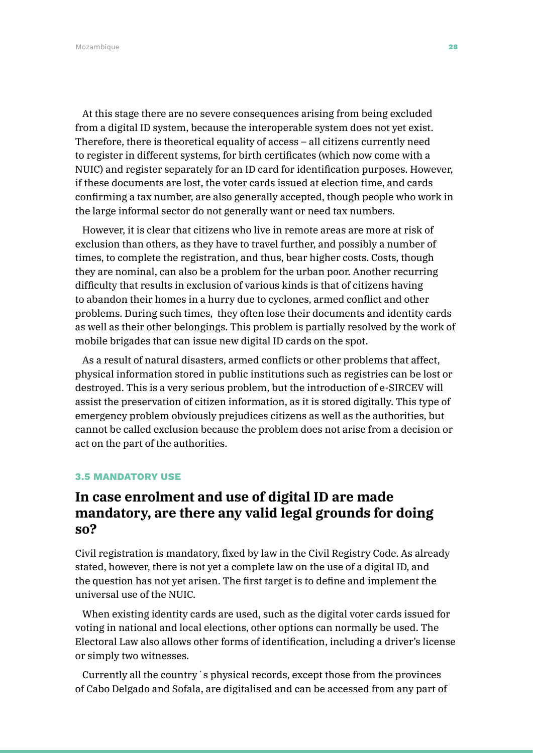At this stage there are no severe consequences arising from being excluded from a digital ID system, because the interoperable system does not yet exist. Therefore, there is theoretical equality of access – all citizens currently need to register in different systems, for birth certificates (which now come with a NUIC) and register separately for an ID card for identification purposes. However, if these documents are lost, the voter cards issued at election time, and cards confirming a tax number, are also generally accepted, though people who work in the large informal sector do not generally want or need tax numbers.

However, it is clear that citizens who live in remote areas are more at risk of exclusion than others, as they have to travel further, and possibly a number of times, to complete the registration, and thus, bear higher costs. Costs, though they are nominal, can also be a problem for the urban poor. Another recurring difficulty that results in exclusion of various kinds is that of citizens having to abandon their homes in a hurry due to cyclones, armed conflict and other problems. During such times, they often lose their documents and identity cards as well as their other belongings. This problem is partially resolved by the work of mobile brigades that can issue new digital ID cards on the spot.

As a result of natural disasters, armed conflicts or other problems that affect, physical information stored in public institutions such as registries can be lost or destroyed. This is a very serious problem, but the introduction of e-SIRCEV will assist the preservation of citizen information, as it is stored digitally. This type of emergency problem obviously prejudices citizens as well as the authorities, but cannot be called exclusion because the problem does not arise from a decision or act on the part of the authorities.

### 3.5 MANDATORY USE

## In case enrolment and use of digital ID are made mandatory, are there any valid legal grounds for doing so?

Civil registration is mandatory, fixed by law in the Civil Registry Code. As already stated, however, there is not yet a complete law on the use of a digital ID, and the question has not yet arisen. The first target is to define and implement the universal use of the NUIC.

When existing identity cards are used, such as the digital voter cards issued for voting in national and local elections, other options can normally be used. The Electoral Law also allows other forms of identification, including a driver's license or simply two witnesses.

Currently all the country´s physical records, except those from the provinces of Cabo Delgado and Sofala, are digitalised and can be accessed from any part of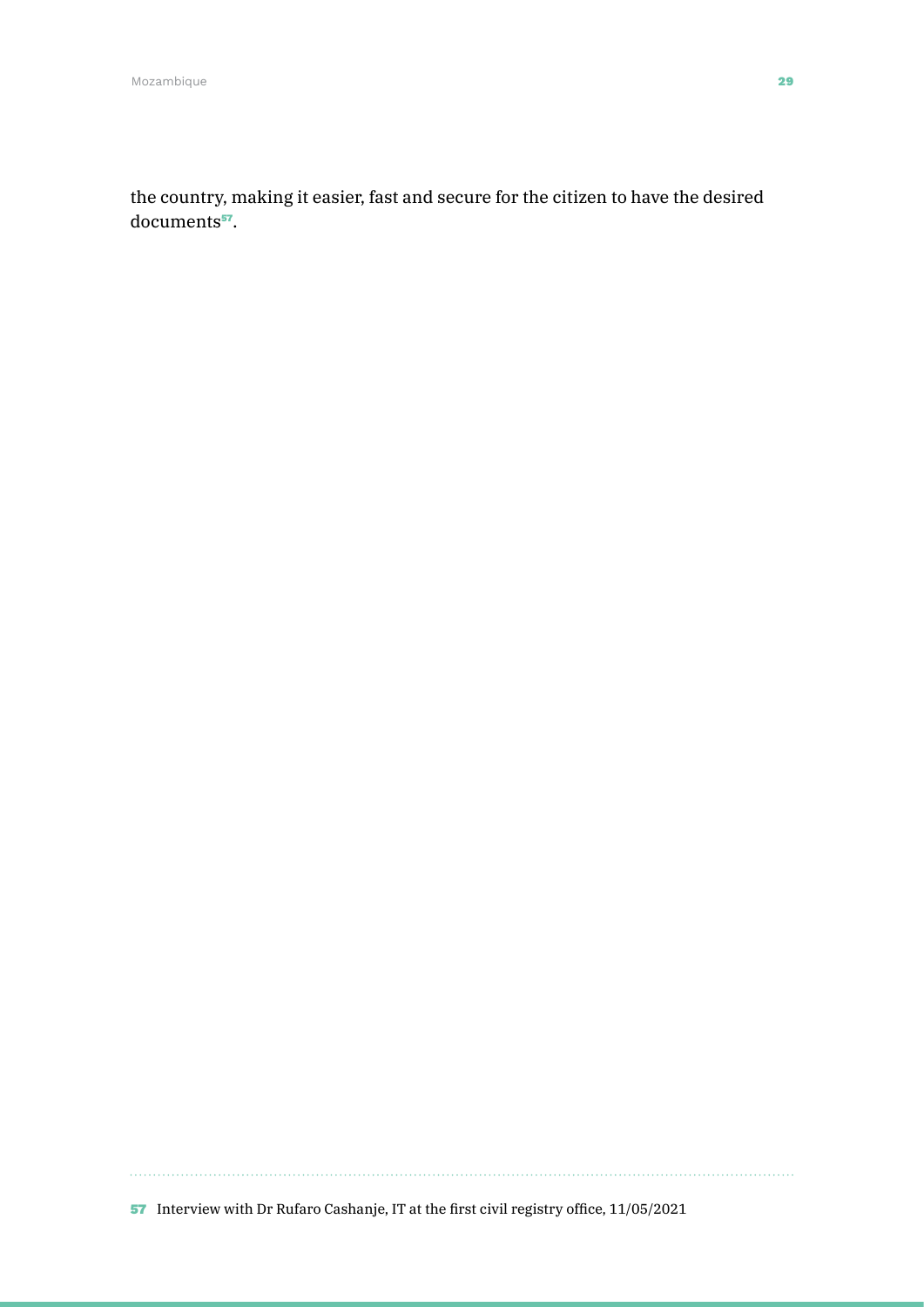the country, making it easier, fast and secure for the citizen to have the desired documents[57].

[57] Interview with Dr Rufaro Cashanje, IT at the first civil registry office, 11/05/2021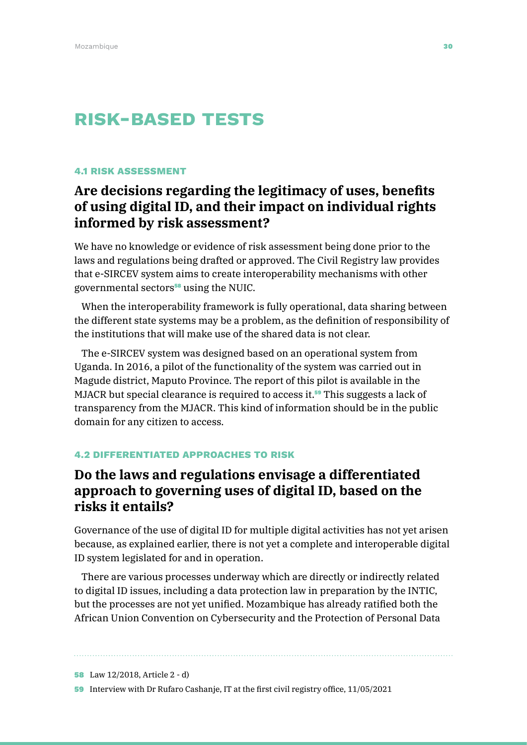# RISK-BASED TESTS

### 4.1 RISK ASSESSMENT

## Are decisions regarding the legitimacy of uses, benefits of using digital ID, and their impact on individual rights informed by risk assessment?

We have no knowledge or evidence of risk assessment being done prior to the laws and regulations being drafted or approved. The Civil Registry law provides that e-SIRCEV system aims to create interoperability mechanisms with other governmental sectors[58] using the NUIC.

When the interoperability framework is fully operational, data sharing between the different state systems may be a problem, as the definition of responsibility of the institutions that will make use of the shared data is not clear.

The e-SIRCEV system was designed based on an operational system from Uganda. In 2016, a pilot of the functionality of the system was carried out in Magude district, Maputo Province. The report of this pilot is available in the MJACR but special clearance is required to access it.[59] This suggests a lack of transparency from the MJACR. This kind of information should be in the public domain for any citizen to access.

### 4.2 DIFFERENTIATED APPROACHES TO RISK

## Do the laws and regulations envisage a differentiated approach to governing uses of digital ID, based on the risks it entails?

Governance of the use of digital ID for multiple digital activities has not yet arisen because, as explained earlier, there is not yet a complete and interoperable digital ID system legislated for and in operation.

There are various processes underway which are directly or indirectly related to digital ID issues, including a data protection law in preparation by the INTIC, but the processes are not yet unified. Mozambique has already ratified both the African Union Convention on Cybersecurity and the Protection of Personal Data

---

[58] Law 12/2018, Article 2 - d)

[59] Interview with Dr Rufaro Cashanje, IT at the first civil registry office, 11/05/2021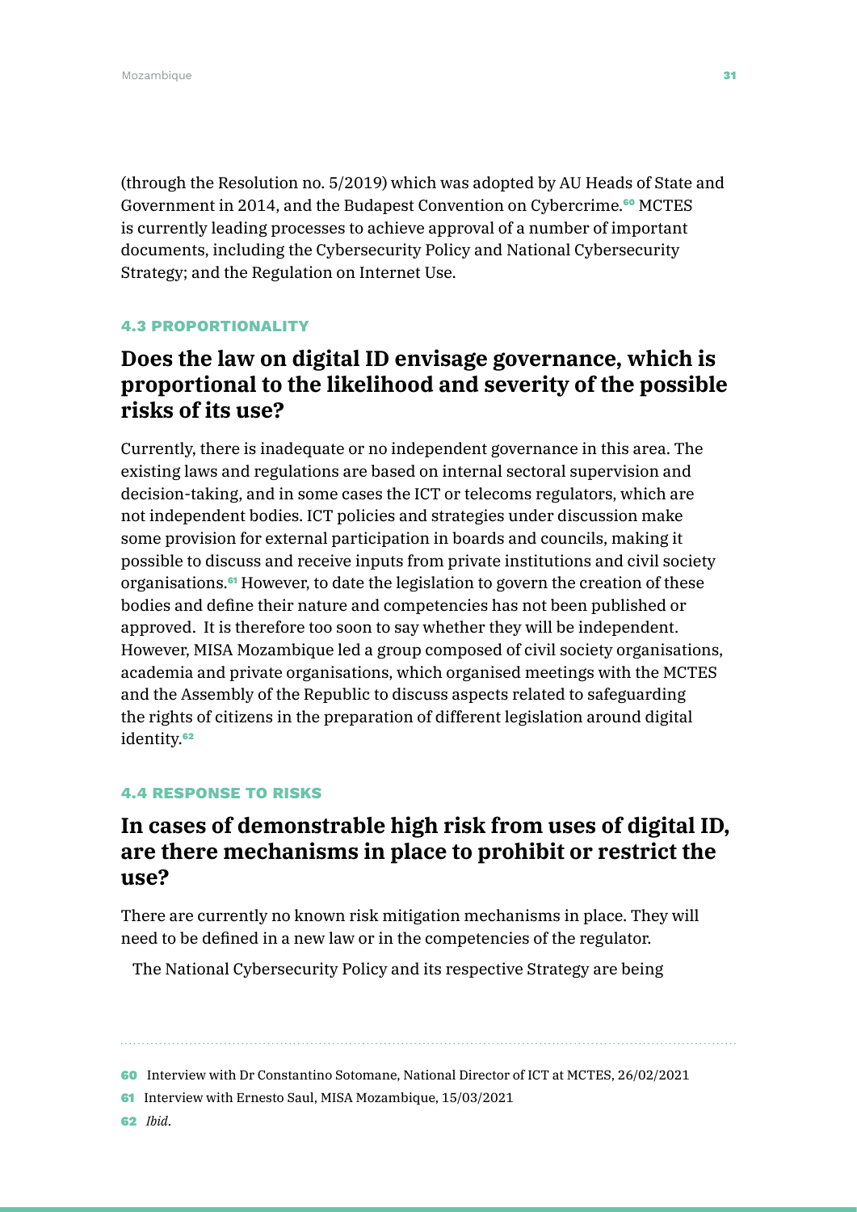(through the Resolution no. 5/2019) which was adopted by AU Heads of State and Government in 2014, and the Budapest Convention on Cybercrime.[60] MCTES is currently leading processes to achieve approval of a number of important documents, including the Cybersecurity Policy and National Cybersecurity Strategy; and the Regulation on Internet Use.

#### 4.3 PROPORTIONALITY

### Does the law on digital ID envisage governance, which is proportional to the likelihood and severity of the possible risks of its use?

Currently, there is inadequate or no independent governance in this area. The existing laws and regulations are based on internal sectoral supervision and decision-taking, and in some cases the ICT or telecoms regulators, which are not independent bodies. ICT policies and strategies under discussion make some provision for external participation in boards and councils, making it possible to discuss and receive inputs from private institutions and civil society organisations.[61] However, to date the legislation to govern the creation of these bodies and define their nature and competencies has not been published or approved. It is therefore too soon to say whether they will be independent. However, MISA Mozambique led a group composed of civil society organisations, academia and private organisations, which organised meetings with the MCTES and the Assembly of the Republic to discuss aspects related to safeguarding the rights of citizens in the preparation of different legislation around digital identity.[62]

#### 4.4 RESPONSE TO RISKS

### In cases of demonstrable high risk from uses of digital ID, are there mechanisms in place to prohibit or restrict the use?

There are currently no known risk mitigation mechanisms in place. They will need to be defined in a new law or in the competencies of the regulator.

The National Cybersecurity Policy and its respective Strategy are being

---

60 Interview with Dr Constantino Sotomane, National Director of ICT at MCTES, 26/02/2021

61 Interview with Ernesto Saul, MISA Mozambique, 15/03/2021

62 *Ibid*.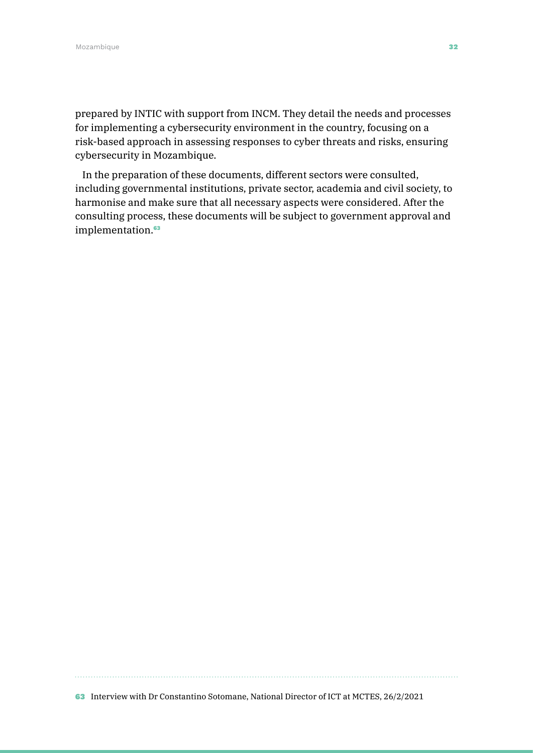prepared by INTIC with support from INCM. They detail the needs and processes for implementing a cybersecurity environment in the country, focusing on a risk-based approach in assessing responses to cyber threats and risks, ensuring cybersecurity in Mozambique.

In the preparation of these documents, different sectors were consulted, including governmental institutions, private sector, academia and civil society, to harmonise and make sure that all necessary aspects were considered. After the consulting process, these documents will be subject to government approval and implementation.[63]

---

[63] Interview with Dr Constantino Sotomane, National Director of ICT at MCTES, 26/2/2021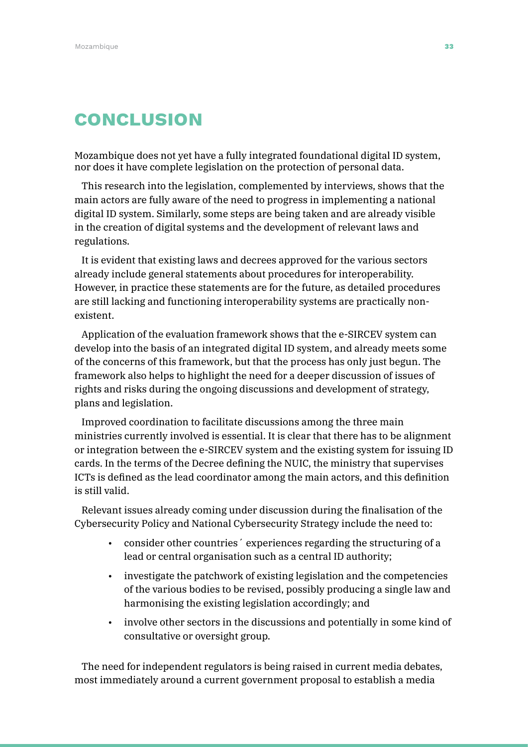# CONCLUSION

Mozambique does not yet have a fully integrated foundational digital ID system, nor does it have complete legislation on the protection of personal data.

This research into the legislation, complemented by interviews, shows that the main actors are fully aware of the need to progress in implementing a national digital ID system. Similarly, some steps are being taken and are already visible in the creation of digital systems and the development of relevant laws and regulations.

It is evident that existing laws and decrees approved for the various sectors already include general statements about procedures for interoperability. However, in practice these statements are for the future, as detailed procedures are still lacking and functioning interoperability systems are practically non-existent.

Application of the evaluation framework shows that the e-SIRCEV system can develop into the basis of an integrated digital ID system, and already meets some of the concerns of this framework, but that the process has only just begun. The framework also helps to highlight the need for a deeper discussion of issues of rights and risks during the ongoing discussions and development of strategy, plans and legislation.

Improved coordination to facilitate discussions among the three main ministries currently involved is essential. It is clear that there has to be alignment or integration between the e-SIRCEV system and the existing system for issuing ID cards. In the terms of the Decree defining the NUIC, the ministry that supervises ICTs is defined as the lead coordinator among the main actors, and this definition is still valid.

Relevant issues already coming under discussion during the finalisation of the Cybersecurity Policy and National Cybersecurity Strategy include the need to:

- consider other countries´ experiences regarding the structuring of a lead or central organisation such as a central ID authority;
- investigate the patchwork of existing legislation and the competencies of the various bodies to be revised, possibly producing a single law and harmonising the existing legislation accordingly; and
- involve other sectors in the discussions and potentially in some kind of consultative or oversight group.

The need for independent regulators is being raised in current media debates, most immediately around a current government proposal to establish a media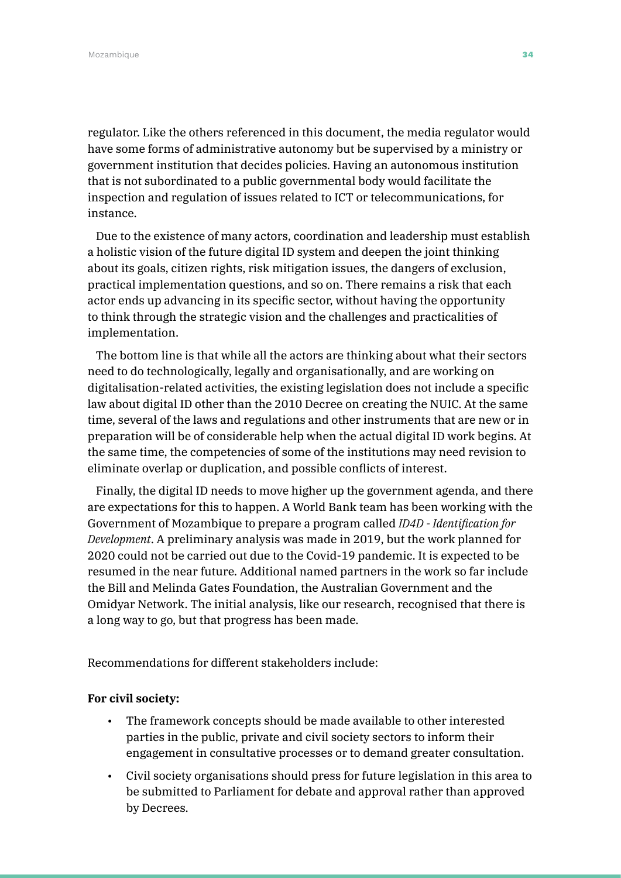regulator. Like the others referenced in this document, the media regulator would have some forms of administrative autonomy but be supervised by a ministry or government institution that decides policies. Having an autonomous institution that is not subordinated to a public governmental body would facilitate the inspection and regulation of issues related to ICT or telecommunications, for instance.

Due to the existence of many actors, coordination and leadership must establish a holistic vision of the future digital ID system and deepen the joint thinking about its goals, citizen rights, risk mitigation issues, the dangers of exclusion, practical implementation questions, and so on. There remains a risk that each actor ends up advancing in its specific sector, without having the opportunity to think through the strategic vision and the challenges and practicalities of implementation.

The bottom line is that while all the actors are thinking about what their sectors need to do technologically, legally and organisationally, and are working on digitalisation-related activities, the existing legislation does not include a specific law about digital ID other than the 2010 Decree on creating the NUIC. At the same time, several of the laws and regulations and other instruments that are new or in preparation will be of considerable help when the actual digital ID work begins. At the same time, the competencies of some of the institutions may need revision to eliminate overlap or duplication, and possible conflicts of interest.

Finally, the digital ID needs to move higher up the government agenda, and there are expectations for this to happen. A World Bank team has been working with the Government of Mozambique to prepare a program called *ID4D - Identification for Development*. A preliminary analysis was made in 2019, but the work planned for 2020 could not be carried out due to the Covid-19 pandemic. It is expected to be resumed in the near future. Additional named partners in the work so far include the Bill and Melinda Gates Foundation, the Australian Government and the Omidyar Network. The initial analysis, like our research, recognised that there is a long way to go, but that progress has been made.

Recommendations for different stakeholders include:

**For civil society:**

- The framework concepts should be made available to other interested parties in the public, private and civil society sectors to inform their engagement in consultative processes or to demand greater consultation.
- Civil society organisations should press for future legislation in this area to be submitted to Parliament for debate and approval rather than approved by Decrees.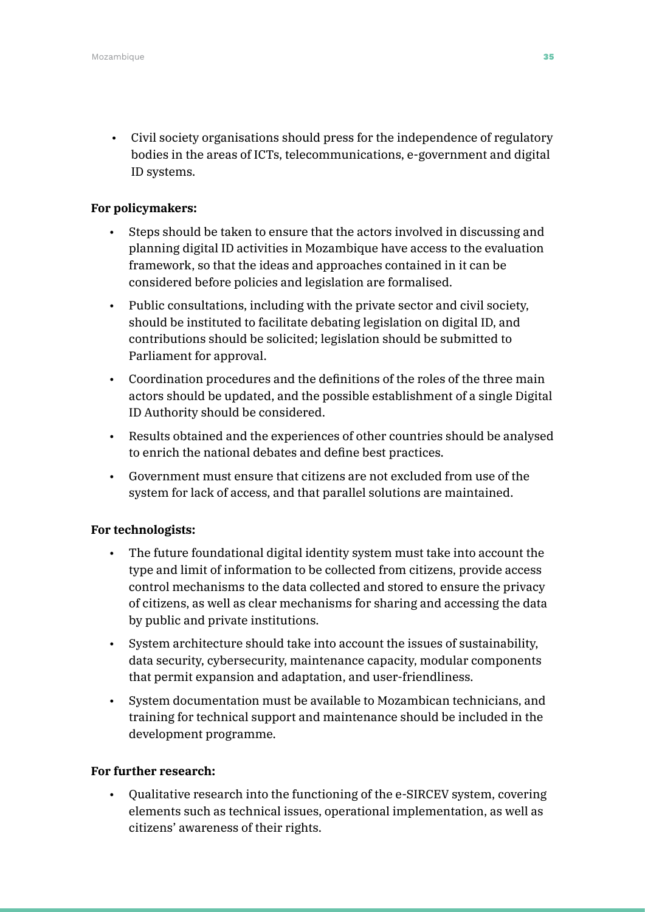- Civil society organisations should press for the independence of regulatory bodies in the areas of ICTs, telecommunications, e-government and digital ID systems.

**For policymakers:**

- Steps should be taken to ensure that the actors involved in discussing and planning digital ID activities in Mozambique have access to the evaluation framework, so that the ideas and approaches contained in it can be considered before policies and legislation are formalised.
- Public consultations, including with the private sector and civil society, should be instituted to facilitate debating legislation on digital ID, and contributions should be solicited; legislation should be submitted to Parliament for approval.
- Coordination procedures and the definitions of the roles of the three main actors should be updated, and the possible establishment of a single Digital ID Authority should be considered.
- Results obtained and the experiences of other countries should be analysed to enrich the national debates and define best practices.
- Government must ensure that citizens are not excluded from use of the system for lack of access, and that parallel solutions are maintained.

**For technologists:**

- The future foundational digital identity system must take into account the type and limit of information to be collected from citizens, provide access control mechanisms to the data collected and stored to ensure the privacy of citizens, as well as clear mechanisms for sharing and accessing the data by public and private institutions.
- System architecture should take into account the issues of sustainability, data security, cybersecurity, maintenance capacity, modular components that permit expansion and adaptation, and user-friendliness.
- System documentation must be available to Mozambican technicians, and training for technical support and maintenance should be included in the development programme.

**For further research:**

- Qualitative research into the functioning of the e-SIRCEV system, covering elements such as technical issues, operational implementation, as well as citizens' awareness of their rights.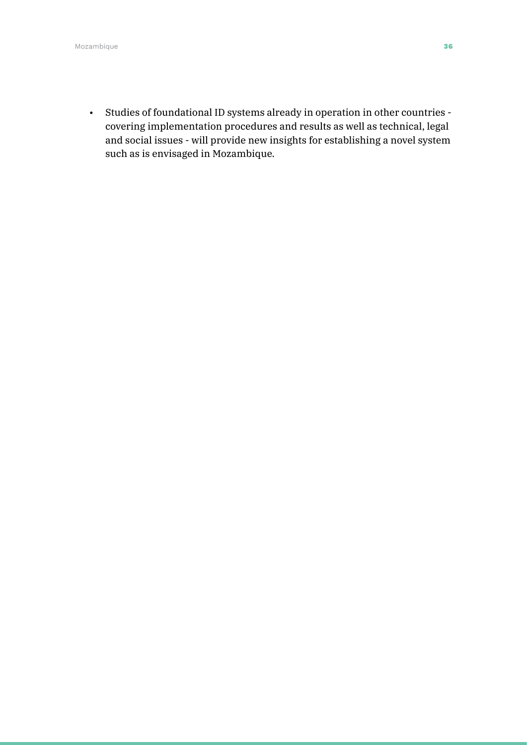- Studies of foundational ID systems already in operation in other countries - covering implementation procedures and results as well as technical, legal and social issues - will provide new insights for establishing a novel system such as is envisaged in Mozambique.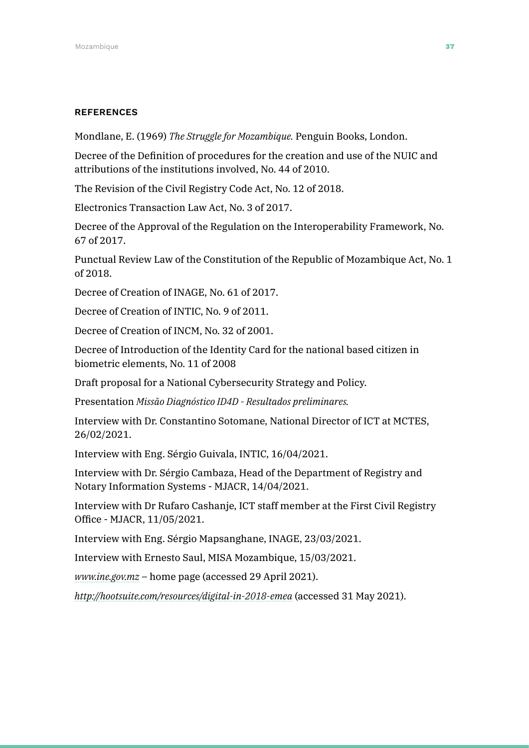## REFERENCES

Mondlane, E. (1969) *The Struggle for Mozambique.* Penguin Books, London.

Decree of the Definition of procedures for the creation and use of the NUIC and attributions of the institutions involved, No. 44 of 2010.

The Revision of the Civil Registry Code Act, No. 12 of 2018.

Electronics Transaction Law Act, No. 3 of 2017.

Decree of the Approval of the Regulation on the Interoperability Framework, No. 67 of 2017.

Punctual Review Law of the Constitution of the Republic of Mozambique Act, No. 1 of 2018.

Decree of Creation of INAGE, No. 61 of 2017.

Decree of Creation of INTIC, No. 9 of 2011.

Decree of Creation of INCM, No. 32 of 2001.

Decree of Introduction of the Identity Card for the national based citizen in biometric elements, No. 11 of 2008

Draft proposal for a National Cybersecurity Strategy and Policy.

Presentation *Missão Diagnóstico ID4D - Resultados preliminares.*

Interview with Dr. Constantino Sotomane, National Director of ICT at MCTES, 26/02/2021.

Interview with Eng. Sérgio Guivala, INTIC, 16/04/2021.

Interview with Dr. Sérgio Cambaza, Head of the Department of Registry and Notary Information Systems - MJACR, 14/04/2021.

Interview with Dr Rufaro Cashanje, ICT staff member at the First Civil Registry Office - MJACR, 11/05/2021.

Interview with Eng. Sérgio Mapsanghane, INAGE, 23/03/2021.

Interview with Ernesto Saul, MISA Mozambique, 15/03/2021.

*www.ine.gov.mz* – home page (accessed 29 April 2021).

*http://hootsuite.com/resources/digital-in-2018-emea* (accessed 31 May 2021).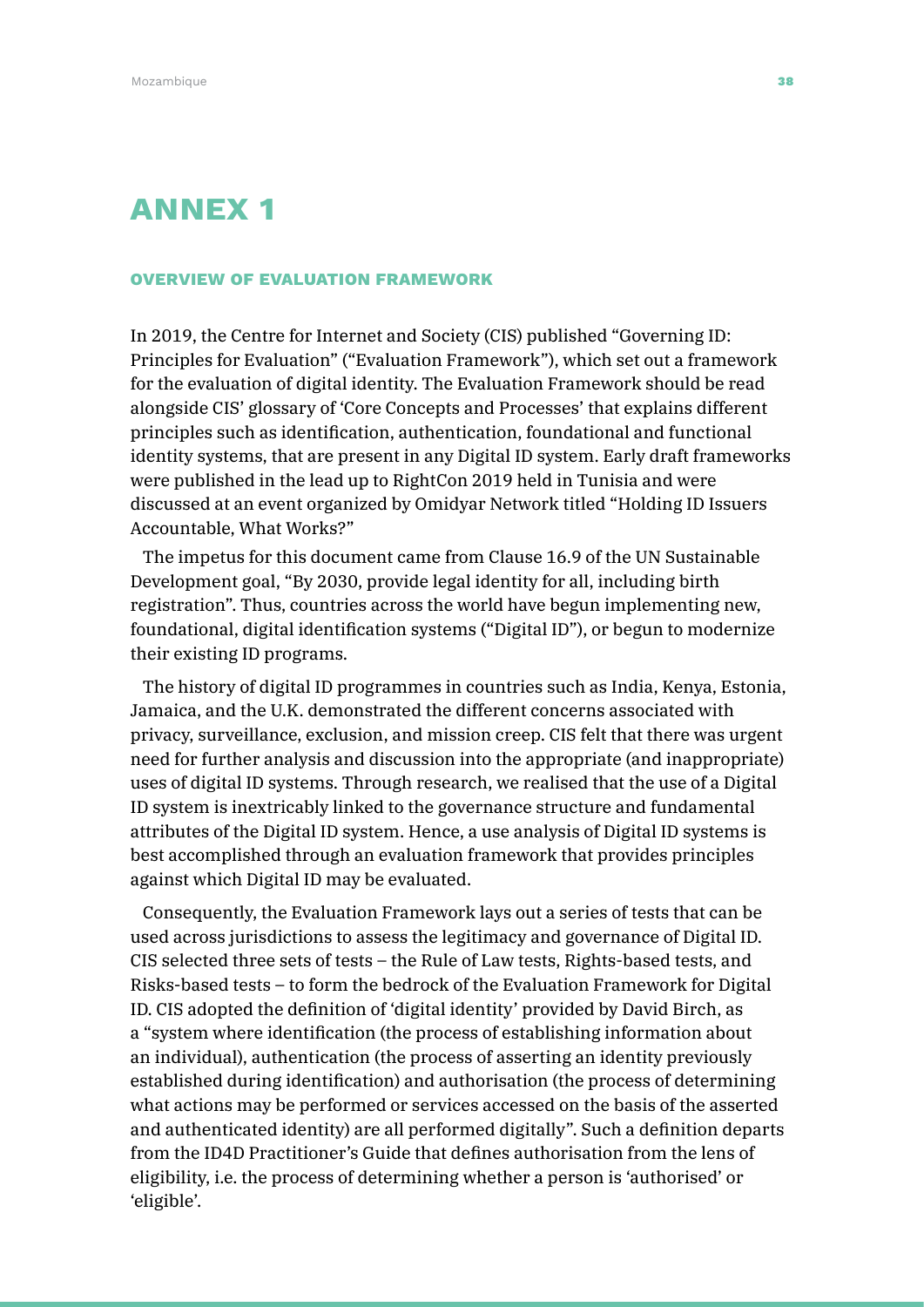# ANNEX 1

## OVERVIEW OF EVALUATION FRAMEWORK

In 2019, the Centre for Internet and Society (CIS) published "Governing ID: Principles for Evaluation" ("Evaluation Framework"), which set out a framework for the evaluation of digital identity. The Evaluation Framework should be read alongside CIS' glossary of 'Core Concepts and Processes' that explains different principles such as identification, authentication, foundational and functional identity systems, that are present in any Digital ID system. Early draft frameworks were published in the lead up to RightCon 2019 held in Tunisia and were discussed at an event organized by Omidyar Network titled "Holding ID Issuers Accountable, What Works?"

The impetus for this document came from Clause 16.9 of the UN Sustainable Development goal, "By 2030, provide legal identity for all, including birth registration". Thus, countries across the world have begun implementing new, foundational, digital identification systems ("Digital ID"), or begun to modernize their existing ID programs.

The history of digital ID programmes in countries such as India, Kenya, Estonia, Jamaica, and the U.K. demonstrated the different concerns associated with privacy, surveillance, exclusion, and mission creep. CIS felt that there was urgent need for further analysis and discussion into the appropriate (and inappropriate) uses of digital ID systems. Through research, we realised that the use of a Digital ID system is inextricably linked to the governance structure and fundamental attributes of the Digital ID system. Hence, a use analysis of Digital ID systems is best accomplished through an evaluation framework that provides principles against which Digital ID may be evaluated.

Consequently, the Evaluation Framework lays out a series of tests that can be used across jurisdictions to assess the legitimacy and governance of Digital ID. CIS selected three sets of tests – the Rule of Law tests, Rights-based tests, and Risks-based tests – to form the bedrock of the Evaluation Framework for Digital ID. CIS adopted the definition of 'digital identity' provided by David Birch, as a "system where identification (the process of establishing information about an individual), authentication (the process of asserting an identity previously established during identification) and authorisation (the process of determining what actions may be performed or services accessed on the basis of the asserted and authenticated identity) are all performed digitally". Such a definition departs from the ID4D Practitioner's Guide that defines authorisation from the lens of eligibility, i.e. the process of determining whether a person is 'authorised' or 'eligible'.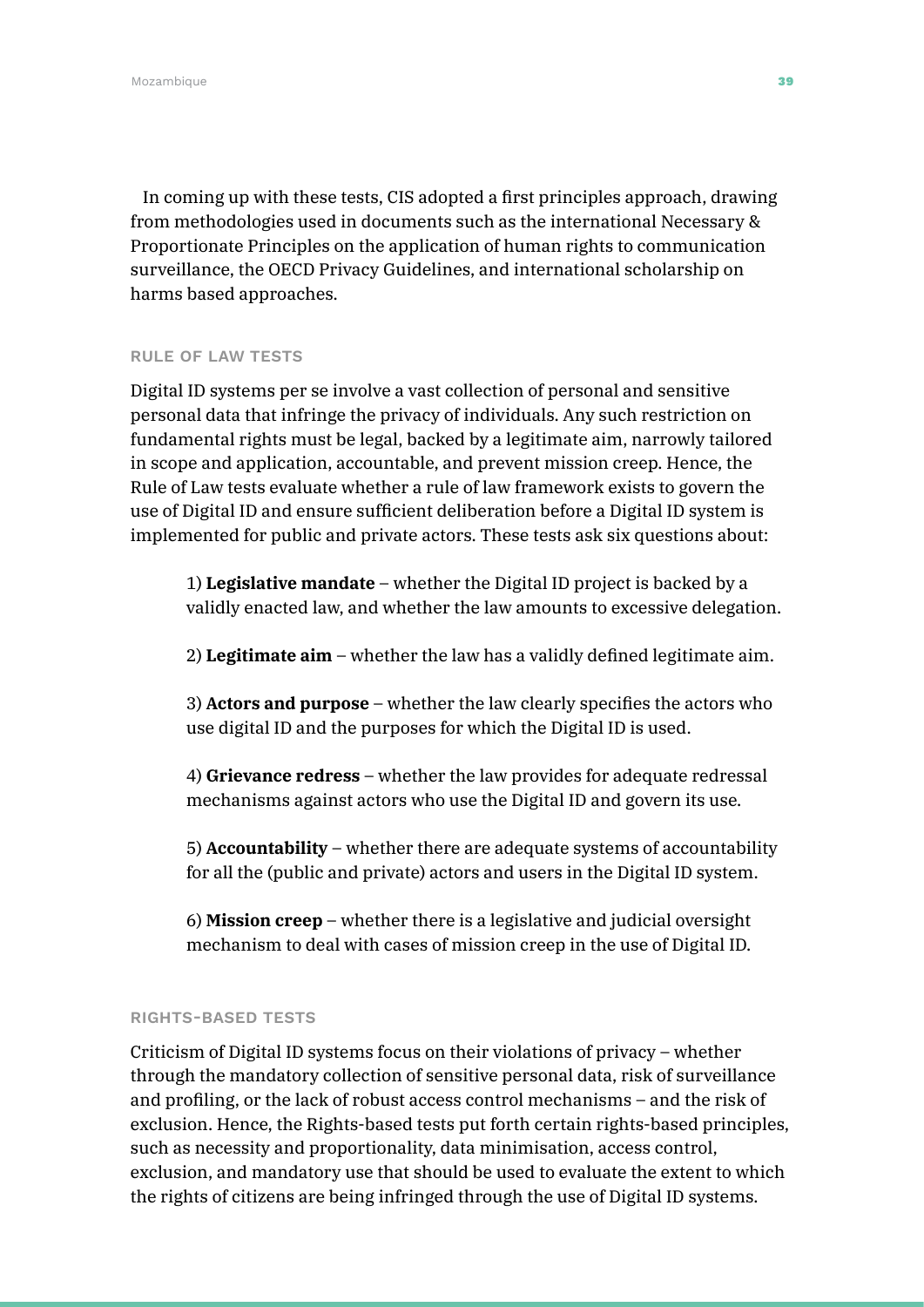In coming up with these tests, CIS adopted a first principles approach, drawing from methodologies used in documents such as the international Necessary & Proportionate Principles on the application of human rights to communication surveillance, the OECD Privacy Guidelines, and international scholarship on harms based approaches.

### RULE OF LAW TESTS

Digital ID systems per se involve a vast collection of personal and sensitive personal data that infringe the privacy of individuals. Any such restriction on fundamental rights must be legal, backed by a legitimate aim, narrowly tailored in scope and application, accountable, and prevent mission creep. Hence, the Rule of Law tests evaluate whether a rule of law framework exists to govern the use of Digital ID and ensure sufficient deliberation before a Digital ID system is implemented for public and private actors. These tests ask six questions about:

1) **Legislative mandate** – whether the Digital ID project is backed by a validly enacted law, and whether the law amounts to excessive delegation.

2) **Legitimate aim** – whether the law has a validly defined legitimate aim.

3) **Actors and purpose** – whether the law clearly specifies the actors who use digital ID and the purposes for which the Digital ID is used.

4) **Grievance redress** – whether the law provides for adequate redressal mechanisms against actors who use the Digital ID and govern its use.

5) **Accountability** – whether there are adequate systems of accountability for all the (public and private) actors and users in the Digital ID system.

6) **Mission creep** – whether there is a legislative and judicial oversight mechanism to deal with cases of mission creep in the use of Digital ID.

### RIGHTS-BASED TESTS

Criticism of Digital ID systems focus on their violations of privacy – whether through the mandatory collection of sensitive personal data, risk of surveillance and profiling, or the lack of robust access control mechanisms – and the risk of exclusion. Hence, the Rights-based tests put forth certain rights-based principles, such as necessity and proportionality, data minimisation, access control, exclusion, and mandatory use that should be used to evaluate the extent to which the rights of citizens are being infringed through the use of Digital ID systems.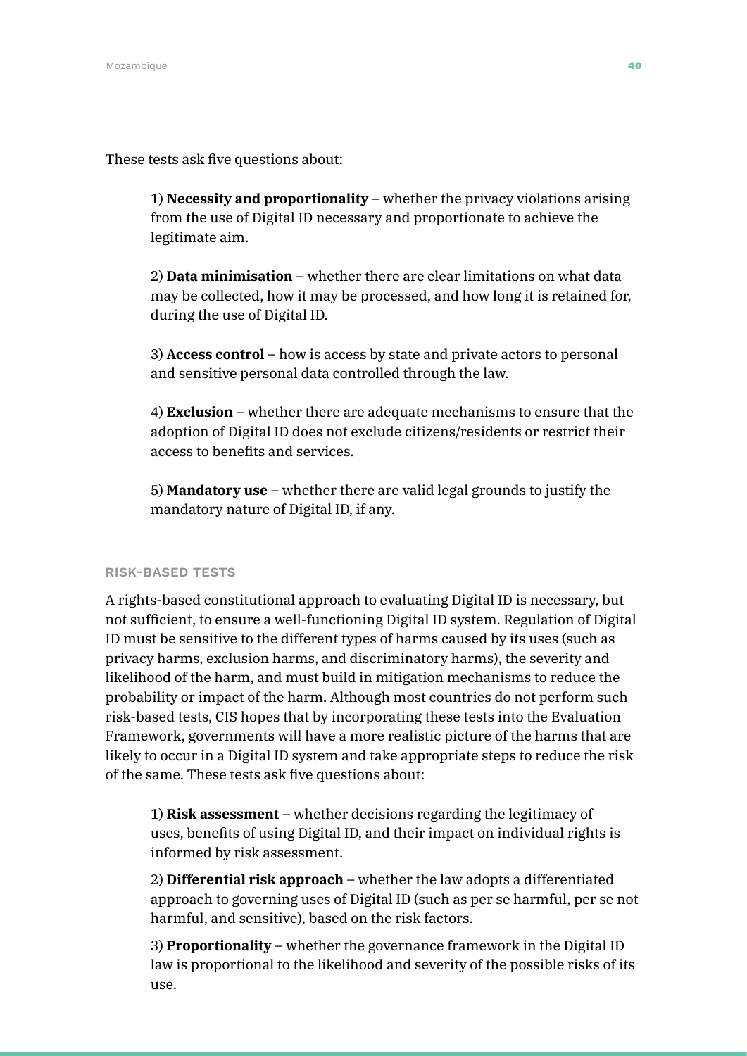These tests ask five questions about:

1) **Necessity and proportionality** – whether the privacy violations arising from the use of Digital ID necessary and proportionate to achieve the legitimate aim.

2) **Data minimisation** – whether there are clear limitations on what data may be collected, how it may be processed, and how long it is retained for, during the use of Digital ID.

3) **Access control** – how is access by state and private actors to personal and sensitive personal data controlled through the law.

4) **Exclusion** – whether there are adequate mechanisms to ensure that the adoption of Digital ID does not exclude citizens/residents or restrict their access to benefits and services.

5) **Mandatory use** – whether there are valid legal grounds to justify the mandatory nature of Digital ID, if any.

#### RISK-BASED TESTS

A rights-based constitutional approach to evaluating Digital ID is necessary, but not sufficient, to ensure a well-functioning Digital ID system. Regulation of Digital ID must be sensitive to the different types of harms caused by its uses (such as privacy harms, exclusion harms, and discriminatory harms), the severity and likelihood of the harm, and must build in mitigation mechanisms to reduce the probability or impact of the harm. Although most countries do not perform such risk-based tests, CIS hopes that by incorporating these tests into the Evaluation Framework, governments will have a more realistic picture of the harms that are likely to occur in a Digital ID system and take appropriate steps to reduce the risk of the same. These tests ask five questions about:

1) **Risk assessment** – whether decisions regarding the legitimacy of uses, benefits of using Digital ID, and their impact on individual rights is informed by risk assessment.

2) **Differential risk approach** – whether the law adopts a differentiated approach to governing uses of Digital ID (such as per se harmful, per se not harmful, and sensitive), based on the risk factors.

3) **Proportionality** – whether the governance framework in the Digital ID law is proportional to the likelihood and severity of the possible risks of its use.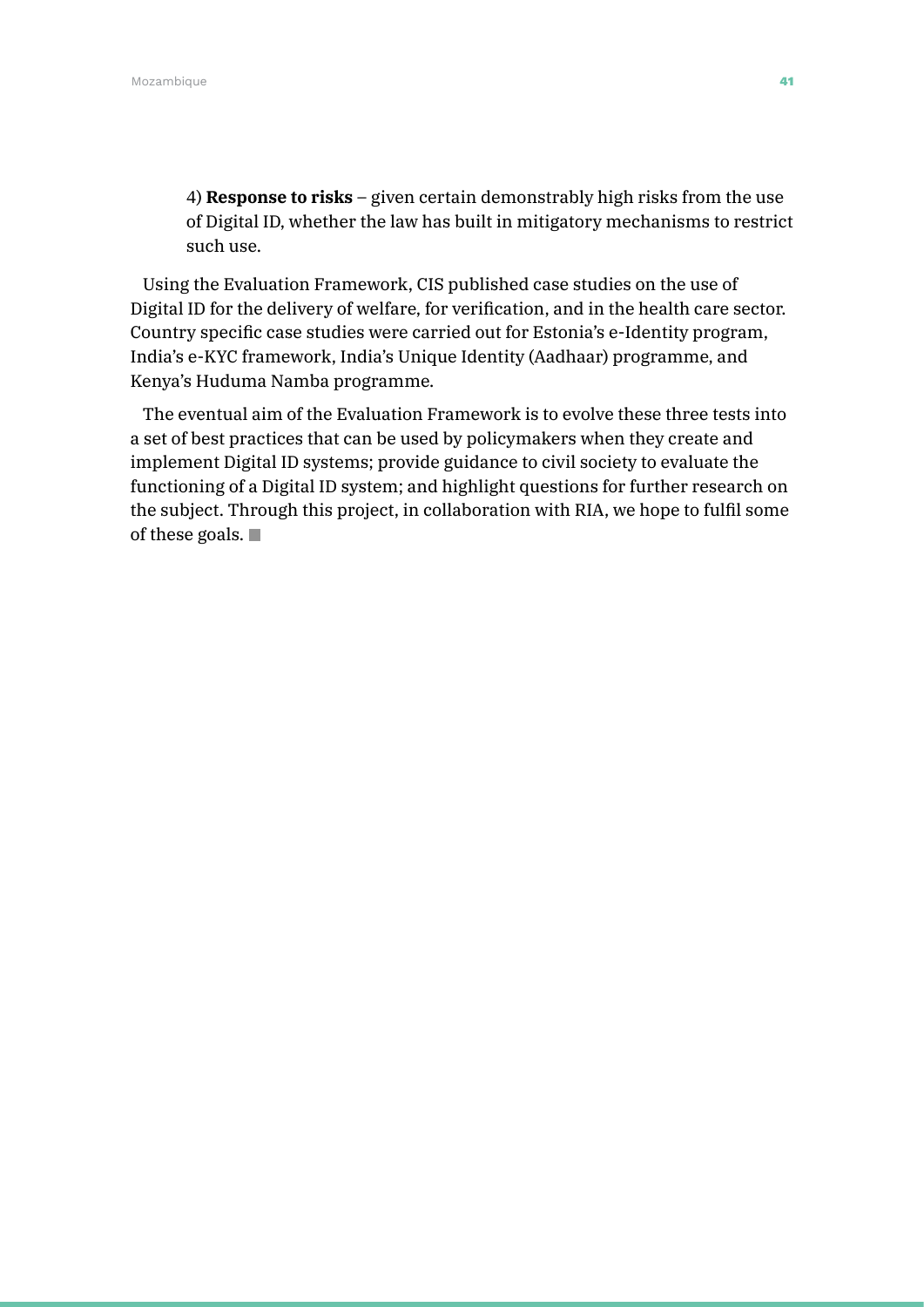4) **Response to risks** – given certain demonstrably high risks from the use of Digital ID, whether the law has built in mitigatory mechanisms to restrict such use.

Using the Evaluation Framework, CIS published case studies on the use of Digital ID for the delivery of welfare, for verification, and in the health care sector. Country specific case studies were carried out for Estonia's e-Identity program, India's e-KYC framework, India's Unique Identity (Aadhaar) programme, and Kenya's Huduma Namba programme.

The eventual aim of the Evaluation Framework is to evolve these three tests into a set of best practices that can be used by policymakers when they create and implement Digital ID systems; provide guidance to civil society to evaluate the functioning of a Digital ID system; and highlight questions for further research on the subject. Through this project, in collaboration with RIA, we hope to fulfil some of these goals. ■